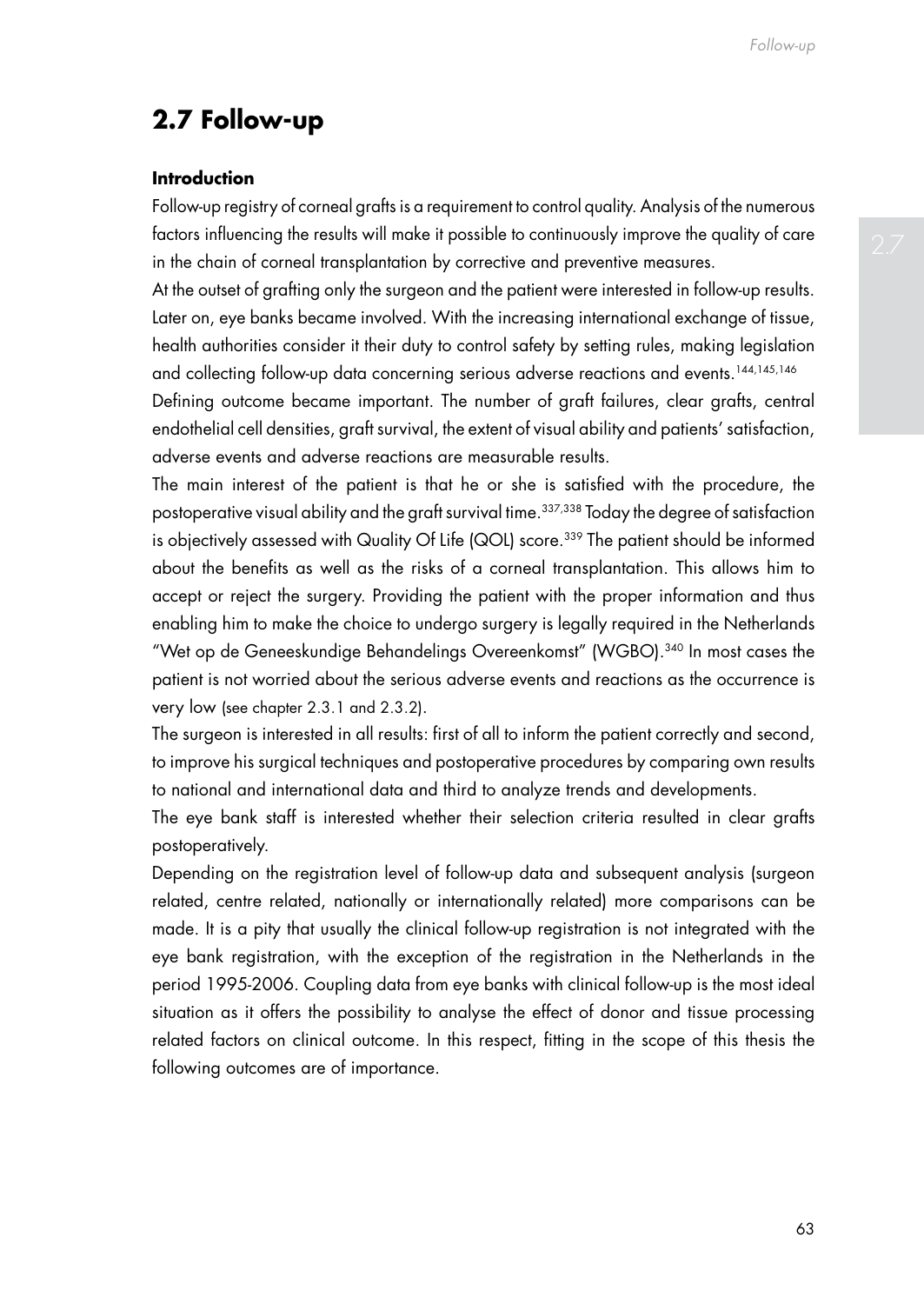## 2.7 Follow-up

### Introduction

Follow-up registry of corneal grafts is a requirement to control quality. Analysis of the numerous factors influencing the results will make it possible to continuously improve the quality of care in the chain of corneal transplantation by corrective and preventive measures.

At the outset of grafting only the surgeon and the patient were interested in follow-up results. Later on, eye banks became involved. With the increasing international exchange of tissue, health authorities consider it their duty to control safety by setting rules, making legislation and collecting follow-up data concerning serious adverse reactions and events.[144,145,146]

Defining outcome became important. The number of graft failures, clear grafts, central endothelial cell densities, graft survival, the extent of visual ability and patients' satisfaction, adverse events and adverse reactions are measurable results.

The main interest of the patient is that he or she is satisfied with the procedure, the postoperative visual ability and the graft survival time.[337,338] Today the degree of satisfaction is objectively assessed with Quality Of Life (QOL) score.[339] The patient should be informed about the benefits as well as the risks of a corneal transplantation. This allows him to accept or reject the surgery. Providing the patient with the proper information and thus enabling him to make the choice to undergo surgery is legally required in the Netherlands "Wet op de Geneeskundige Behandelings Overeenkomst" (WGBO).[340] In most cases the patient is not worried about the serious adverse events and reactions as the occurrence is very low (see chapter 2.3.1 and 2.3.2).

The surgeon is interested in all results: first of all to inform the patient correctly and second, to improve his surgical techniques and postoperative procedures by comparing own results to national and international data and third to analyze trends and developments.

The eye bank staff is interested whether their selection criteria resulted in clear grafts postoperatively.

Depending on the registration level of follow-up data and subsequent analysis (surgeon related, centre related, nationally or internationally related) more comparisons can be made. It is a pity that usually the clinical follow-up registration is not integrated with the eye bank registration, with the exception of the registration in the Netherlands in the period 1995-2006. Coupling data from eye banks with clinical follow-up is the most ideal situation as it offers the possibility to analyse the effect of donor and tissue processing related factors on clinical outcome. In this respect, fitting in the scope of this thesis the following outcomes are of importance.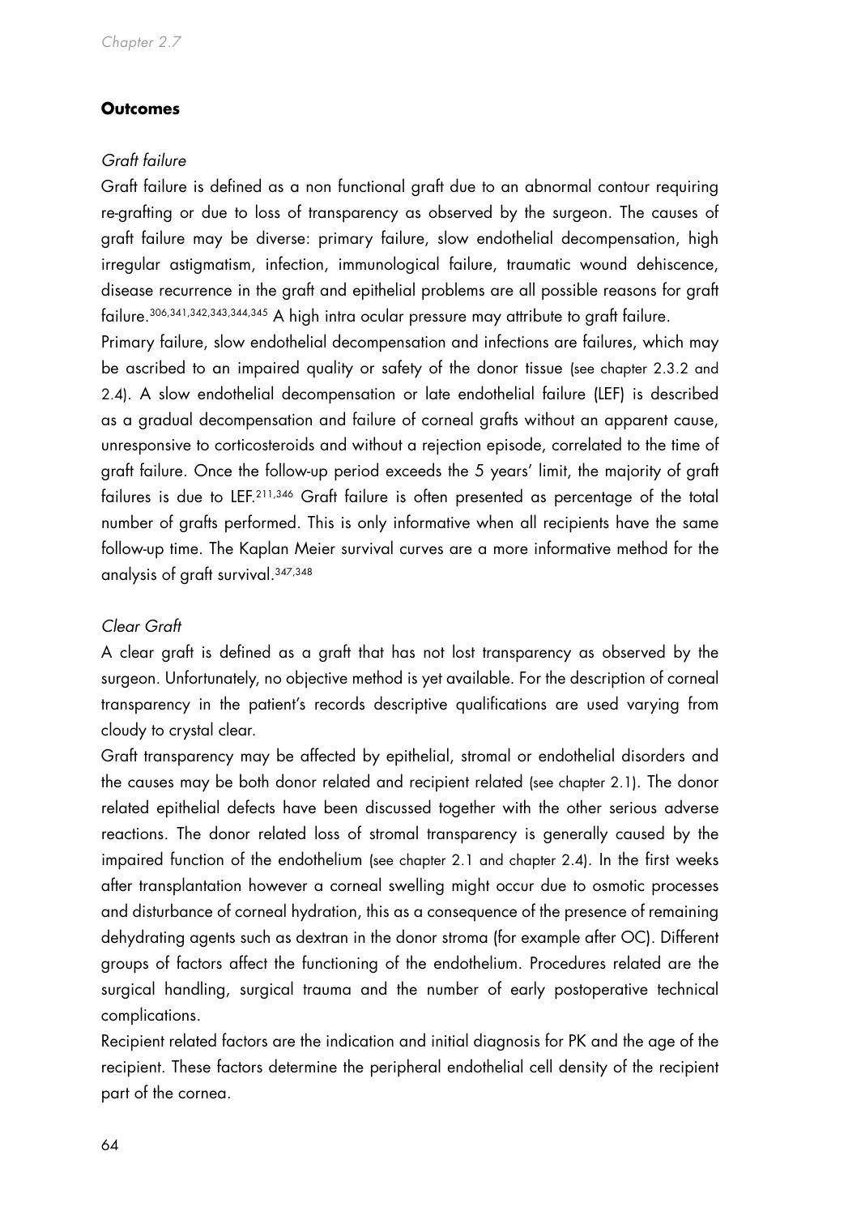## Outcomes

### *Graft failure*

Graft failure is defined as a non functional graft due to an abnormal contour requiring re-grafting or due to loss of transparency as observed by the surgeon. The causes of graft failure may be diverse: primary failure, slow endothelial decompensation, high irregular astigmatism, infection, immunological failure, traumatic wound dehiscence, disease recurrence in the graft and epithelial problems are all possible reasons for graft failure.[306,341,342,343,344,345] A high intra ocular pressure may attribute to graft failure.

Primary failure, slow endothelial decompensation and infections are failures, which may be ascribed to an impaired quality or safety of the donor tissue (see chapter 2.3.2 and 2.4). A slow endothelial decompensation or late endothelial failure (LEF) is described as a gradual decompensation and failure of corneal grafts without an apparent cause, unresponsive to corticosteroids and without a rejection episode, correlated to the time of graft failure. Once the follow-up period exceeds the 5 years' limit, the majority of graft failures is due to LEF.[211,346] Graft failure is often presented as percentage of the total number of grafts performed. This is only informative when all recipients have the same follow-up time. The Kaplan Meier survival curves are a more informative method for the analysis of graft survival.[347,348]

### *Clear Graft*

A clear graft is defined as a graft that has not lost transparency as observed by the surgeon. Unfortunately, no objective method is yet available. For the description of corneal transparency in the patient's records descriptive qualifications are used varying from cloudy to crystal clear.

Graft transparency may be affected by epithelial, stromal or endothelial disorders and the causes may be both donor related and recipient related (see chapter 2.1). The donor related epithelial defects have been discussed together with the other serious adverse reactions. The donor related loss of stromal transparency is generally caused by the impaired function of the endothelium (see chapter 2.1 and chapter 2.4). In the first weeks after transplantation however a corneal swelling might occur due to osmotic processes and disturbance of corneal hydration, this as a consequence of the presence of remaining dehydrating agents such as dextran in the donor stroma (for example after OC). Different groups of factors affect the functioning of the endothelium. Procedures related are the surgical handling, surgical trauma and the number of early postoperative technical complications.

Recipient related factors are the indication and initial diagnosis for PK and the age of the recipient. These factors determine the peripheral endothelial cell density of the recipient part of the cornea.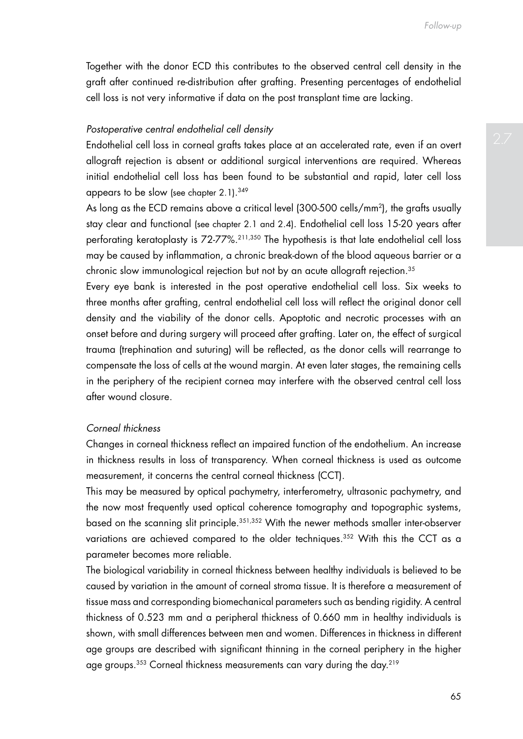Together with the donor ECD this contributes to the observed central cell density in the graft after continued re-distribution after grafting. Presenting percentages of endothelial cell loss is not very informative if data on the post transplant time are lacking.

*Postoperative central endothelial cell density*

Endothelial cell loss in corneal grafts takes place at an accelerated rate, even if an overt allograft rejection is absent or additional surgical interventions are required. Whereas initial endothelial cell loss has been found to be substantial and rapid, later cell loss appears to be slow (see chapter 2.1).[349]

As long as the ECD remains above a critical level (300-500 cells/mm$^2$), the grafts usually stay clear and functional (see chapter 2.1 and 2.4). Endothelial cell loss 15-20 years after perforating keratoplasty is 72-77%.[211,350] The hypothesis is that late endothelial cell loss may be caused by inflammation, a chronic break-down of the blood aqueous barrier or a chronic slow immunological rejection but not by an acute allograft rejection.[35]

Every eye bank is interested in the post operative endothelial cell loss. Six weeks to three months after grafting, central endothelial cell loss will reflect the original donor cell density and the viability of the donor cells. Apoptotic and necrotic processes with an onset before and during surgery will proceed after grafting. Later on, the effect of surgical trauma (trephination and suturing) will be reflected, as the donor cells will rearrange to compensate the loss of cells at the wound margin. At even later stages, the remaining cells in the periphery of the recipient cornea may interfere with the observed central cell loss after wound closure.

*Corneal thickness*

Changes in corneal thickness reflect an impaired function of the endothelium. An increase in thickness results in loss of transparency. When corneal thickness is used as outcome measurement, it concerns the central corneal thickness (CCT).

This may be measured by optical pachymetry, interferometry, ultrasonic pachymetry, and the now most frequently used optical coherence tomography and topographic systems, based on the scanning slit principle.[351,352] With the newer methods smaller inter-observer variations are achieved compared to the older techniques.[352] With this the CCT as a parameter becomes more reliable.

The biological variability in corneal thickness between healthy individuals is believed to be caused by variation in the amount of corneal stroma tissue. It is therefore a measurement of tissue mass and corresponding biomechanical parameters such as bending rigidity. A central thickness of 0.523 mm and a peripheral thickness of 0.660 mm in healthy individuals is shown, with small differences between men and women. Differences in thickness in different age groups are described with significant thinning in the corneal periphery in the higher age groups.[353] Corneal thickness measurements can vary during the day.[219]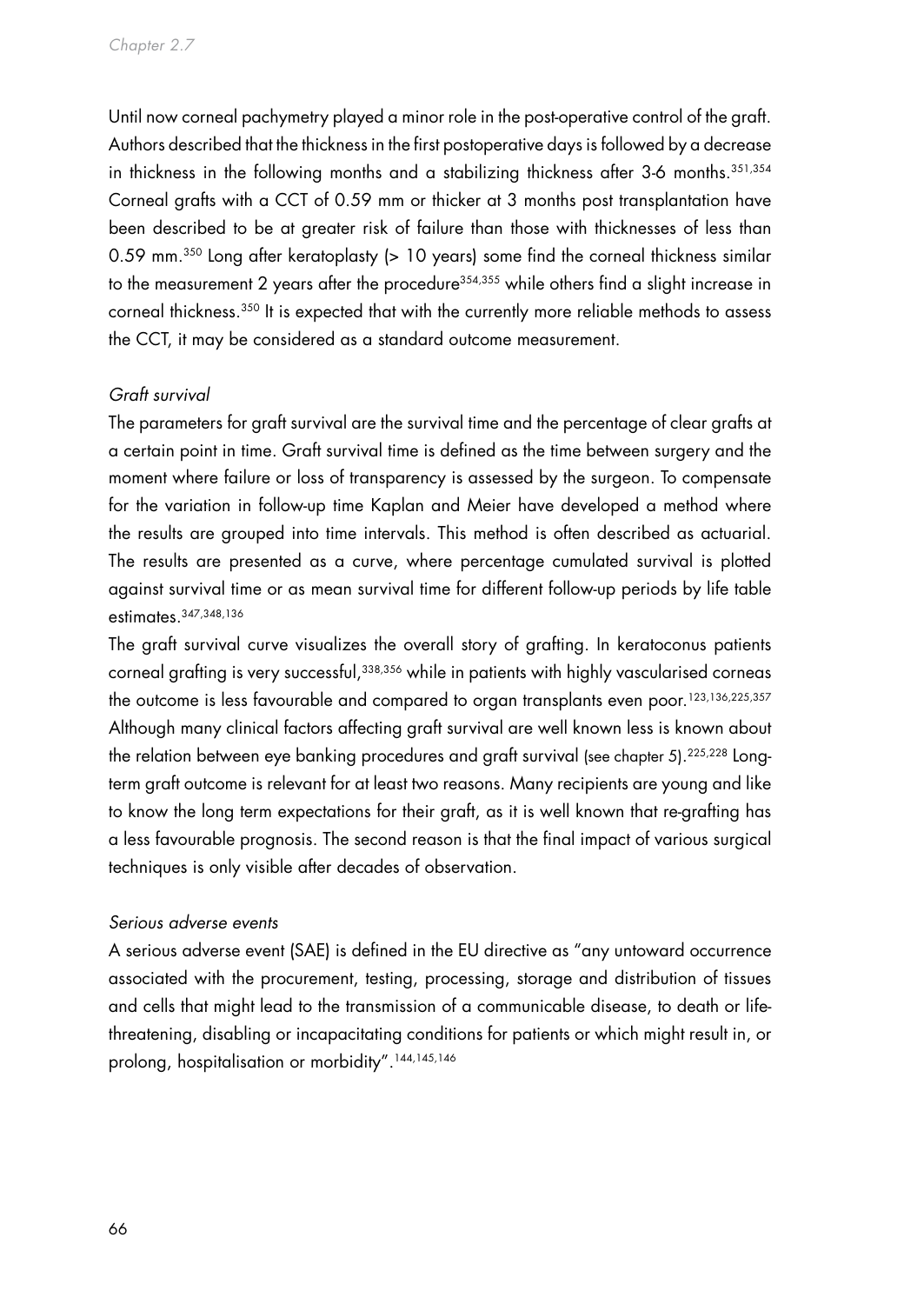Until now corneal pachymetry played a minor role in the post-operative control of the graft. Authors described that the thickness in the first postoperative days is followed by a decrease in thickness in the following months and a stabilizing thickness after 3-6 months.[351,354] Corneal grafts with a CCT of 0.59 mm or thicker at 3 months post transplantation have been described to be at greater risk of failure than those with thicknesses of less than 0.59 mm.[350] Long after keratoplasty (> 10 years) some find the corneal thickness similar to the measurement 2 years after the procedure[354,355] while others find a slight increase in corneal thickness.[350] It is expected that with the currently more reliable methods to assess the CCT, it may be considered as a standard outcome measurement.

*Graft survival*

The parameters for graft survival are the survival time and the percentage of clear grafts at a certain point in time. Graft survival time is defined as the time between surgery and the moment where failure or loss of transparency is assessed by the surgeon. To compensate for the variation in follow-up time Kaplan and Meier have developed a method where the results are grouped into time intervals. This method is often described as actuarial. The results are presented as a curve, where percentage cumulated survival is plotted against survival time or as mean survival time for different follow-up periods by life table estimates.[347,348,136]

The graft survival curve visualizes the overall story of grafting. In keratoconus patients corneal grafting is very successful,[338,356] while in patients with highly vascularised corneas the outcome is less favourable and compared to organ transplants even poor.[123,136,225,357] Although many clinical factors affecting graft survival are well known less is known about the relation between eye banking procedures and graft survival (see chapter 5).[225,228] Long-term graft outcome is relevant for at least two reasons. Many recipients are young and like to know the long term expectations for their graft, as it is well known that re-grafting has a less favourable prognosis. The second reason is that the final impact of various surgical techniques is only visible after decades of observation.

*Serious adverse events*

A serious adverse event (SAE) is defined in the EU directive as "any untoward occurrence associated with the procurement, testing, processing, storage and distribution of tissues and cells that might lead to the transmission of a communicable disease, to death or life-threatening, disabling or incapacitating conditions for patients or which might result in, or prolong, hospitalisation or morbidity".[144,145,146]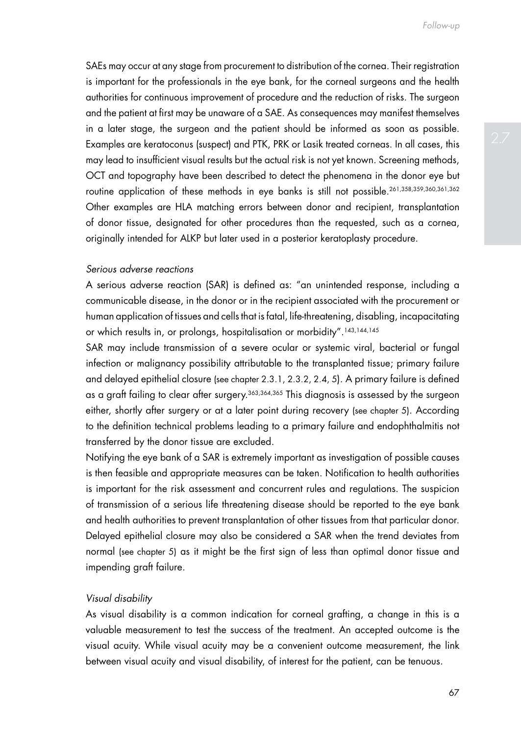SAEs may occur at any stage from procurement to distribution of the cornea. Their registration is important for the professionals in the eye bank, for the corneal surgeons and the health authorities for continuous improvement of procedure and the reduction of risks. The surgeon and the patient at first may be unaware of a SAE. As consequences may manifest themselves in a later stage, the surgeon and the patient should be informed as soon as possible. Examples are keratoconus (suspect) and PTK, PRK or Lasik treated corneas. In all cases, this may lead to insufficient visual results but the actual risk is not yet known. Screening methods, OCT and topography have been described to detect the phenomena in the donor eye but routine application of these methods in eye banks is still not possible.[261,358,359,360,361,362] Other examples are HLA matching errors between donor and recipient, transplantation of donor tissue, designated for other procedures than the requested, such as a cornea, originally intended for ALKP but later used in a posterior keratoplasty procedure.

*Serious adverse reactions*

A serious adverse reaction (SAR) is defined as: "an unintended response, including a communicable disease, in the donor or in the recipient associated with the procurement or human application of tissues and cells that is fatal, life-threatening, disabling, incapacitating or which results in, or prolongs, hospitalisation or morbidity".[143,144,145]

SAR may include transmission of a severe ocular or systemic viral, bacterial or fungal infection or malignancy possibility attributable to the transplanted tissue; primary failure and delayed epithelial closure (see chapter 2.3.1, 2.3.2, 2.4, 5). A primary failure is defined as a graft failing to clear after surgery.[363,364,365] This diagnosis is assessed by the surgeon either, shortly after surgery or at a later point during recovery (see chapter 5). According to the definition technical problems leading to a primary failure and endophthalmitis not transferred by the donor tissue are excluded.

Notifying the eye bank of a SAR is extremely important as investigation of possible causes is then feasible and appropriate measures can be taken. Notification to health authorities is important for the risk assessment and concurrent rules and regulations. The suspicion of transmission of a serious life threatening disease should be reported to the eye bank and health authorities to prevent transplantation of other tissues from that particular donor. Delayed epithelial closure may also be considered a SAR when the trend deviates from normal (see chapter 5) as it might be the first sign of less than optimal donor tissue and impending graft failure.

*Visual disability*

As visual disability is a common indication for corneal grafting, a change in this is a valuable measurement to test the success of the treatment. An accepted outcome is the visual acuity. While visual acuity may be a convenient outcome measurement, the link between visual acuity and visual disability, of interest for the patient, can be tenuous.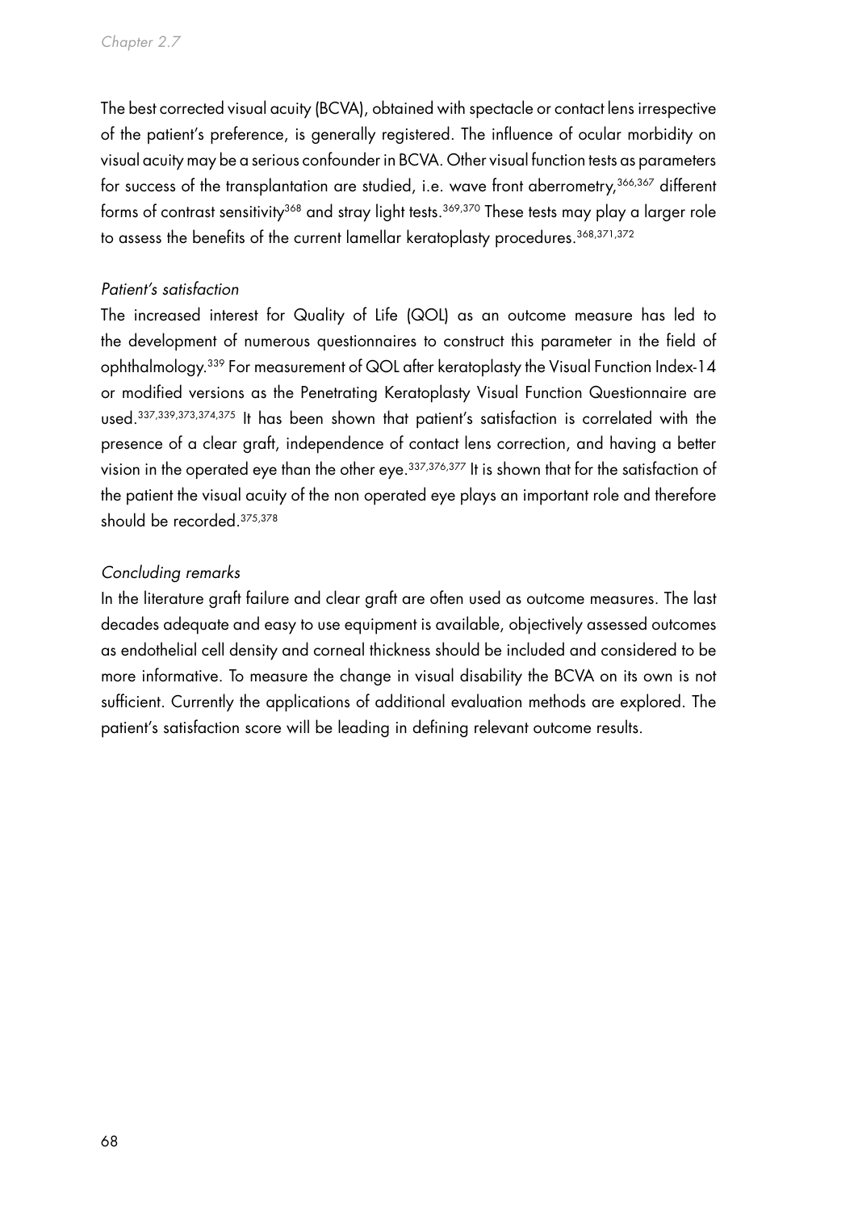The best corrected visual acuity (BCVA), obtained with spectacle or contact lens irrespective of the patient's preference, is generally registered. The influence of ocular morbidity on visual acuity may be a serious confounder in BCVA. Other visual function tests as parameters for success of the transplantation are studied, i.e. wave front aberrometry,[366,367] different forms of contrast sensitivity[368] and stray light tests.[369,370] These tests may play a larger role to assess the benefits of the current lamellar keratoplasty procedures.[368,371,372]

*Patient's satisfaction*

The increased interest for Quality of Life (QOL) as an outcome measure has led to the development of numerous questionnaires to construct this parameter in the field of ophthalmology.[339] For measurement of QOL after keratoplasty the Visual Function Index-14 or modified versions as the Penetrating Keratoplasty Visual Function Questionnaire are used.[337,339,373,374,375] It has been shown that patient's satisfaction is correlated with the presence of a clear graft, independence of contact lens correction, and having a better vision in the operated eye than the other eye.[337,376,377] It is shown that for the satisfaction of the patient the visual acuity of the non operated eye plays an important role and therefore should be recorded.[375,378]

*Concluding remarks*

In the literature graft failure and clear graft are often used as outcome measures. The last decades adequate and easy to use equipment is available, objectively assessed outcomes as endothelial cell density and corneal thickness should be included and considered to be more informative. To measure the change in visual disability the BCVA on its own is not sufficient. Currently the applications of additional evaluation methods are explored. The patient's satisfaction score will be leading in defining relevant outcome results.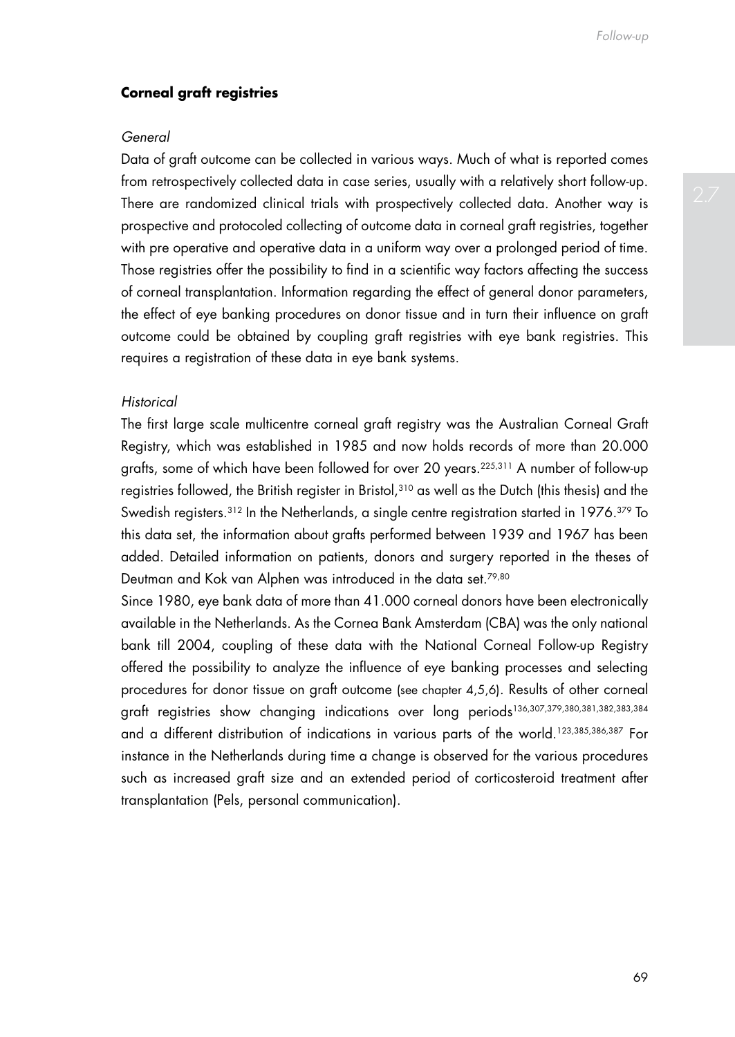## Corneal graft registries

*General*

Data of graft outcome can be collected in various ways. Much of what is reported comes from retrospectively collected data in case series, usually with a relatively short follow-up. There are randomized clinical trials with prospectively collected data. Another way is prospective and protocoled collecting of outcome data in corneal graft registries, together with pre operative and operative data in a uniform way over a prolonged period of time. Those registries offer the possibility to find in a scientific way factors affecting the success of corneal transplantation. Information regarding the effect of general donor parameters, the effect of eye banking procedures on donor tissue and in turn their influence on graft outcome could be obtained by coupling graft registries with eye bank registries. This requires a registration of these data in eye bank systems.

*Historical*

The first large scale multicentre corneal graft registry was the Australian Corneal Graft Registry, which was established in 1985 and now holds records of more than 20.000 grafts, some of which have been followed for over 20 years.[225,311] A number of follow-up registries followed, the British register in Bristol,[310] as well as the Dutch (this thesis) and the Swedish registers.[312] In the Netherlands, a single centre registration started in 1976.[379] To this data set, the information about grafts performed between 1939 and 1967 has been added. Detailed information on patients, donors and surgery reported in the theses of Deutman and Kok van Alphen was introduced in the data set.[79,80]

Since 1980, eye bank data of more than 41.000 corneal donors have been electronically available in the Netherlands. As the Cornea Bank Amsterdam (CBA) was the only national bank till 2004, coupling of these data with the National Corneal Follow-up Registry offered the possibility to analyze the influence of eye banking processes and selecting procedures for donor tissue on graft outcome (see chapter 4,5,6). Results of other corneal graft registries show changing indications over long periods[136,307,379,380,381,382,383,384] and a different distribution of indications in various parts of the world.[123,385,386,387] For instance in the Netherlands during time a change is observed for the various procedures such as increased graft size and an extended period of corticosteroid treatment after transplantation (Pels, personal communication).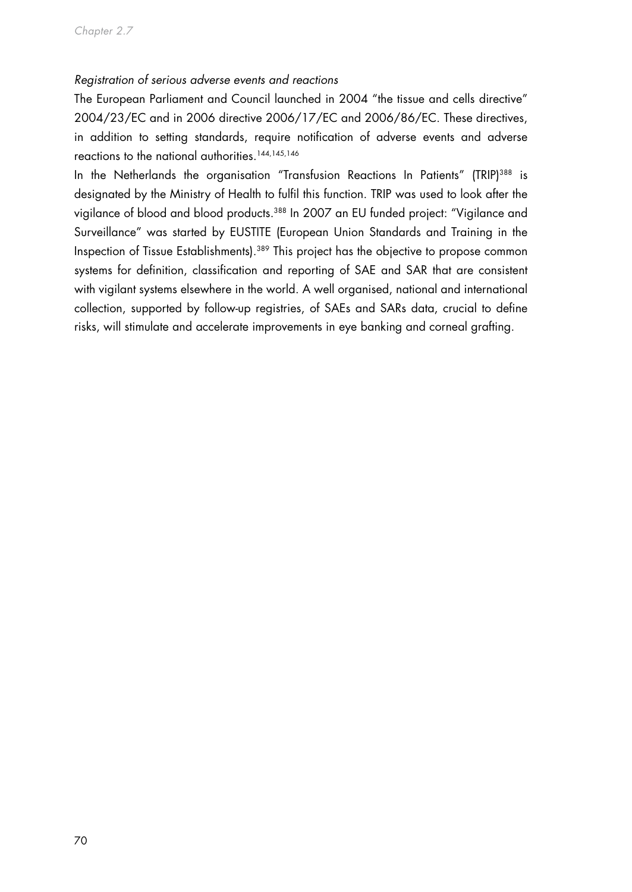*Registration of serious adverse events and reactions*

The European Parliament and Council launched in 2004 "the tissue and cells directive" 2004/23/EC and in 2006 directive 2006/17/EC and 2006/86/EC. These directives, in addition to setting standards, require notification of adverse events and adverse reactions to the national authorities.[144,145,146]

In the Netherlands the organisation "Transfusion Reactions In Patients" (TRIP)[388] is designated by the Ministry of Health to fulfil this function. TRIP was used to look after the vigilance of blood and blood products.[388] In 2007 an EU funded project: "Vigilance and Surveillance" was started by EUSTITE (European Union Standards and Training in the Inspection of Tissue Establishments).[389] This project has the objective to propose common systems for definition, classification and reporting of SAE and SAR that are consistent with vigilant systems elsewhere in the world. A well organised, national and international collection, supported by follow-up registries, of SAEs and SARs data, crucial to define risks, will stimulate and accelerate improvements in eye banking and corneal grafting.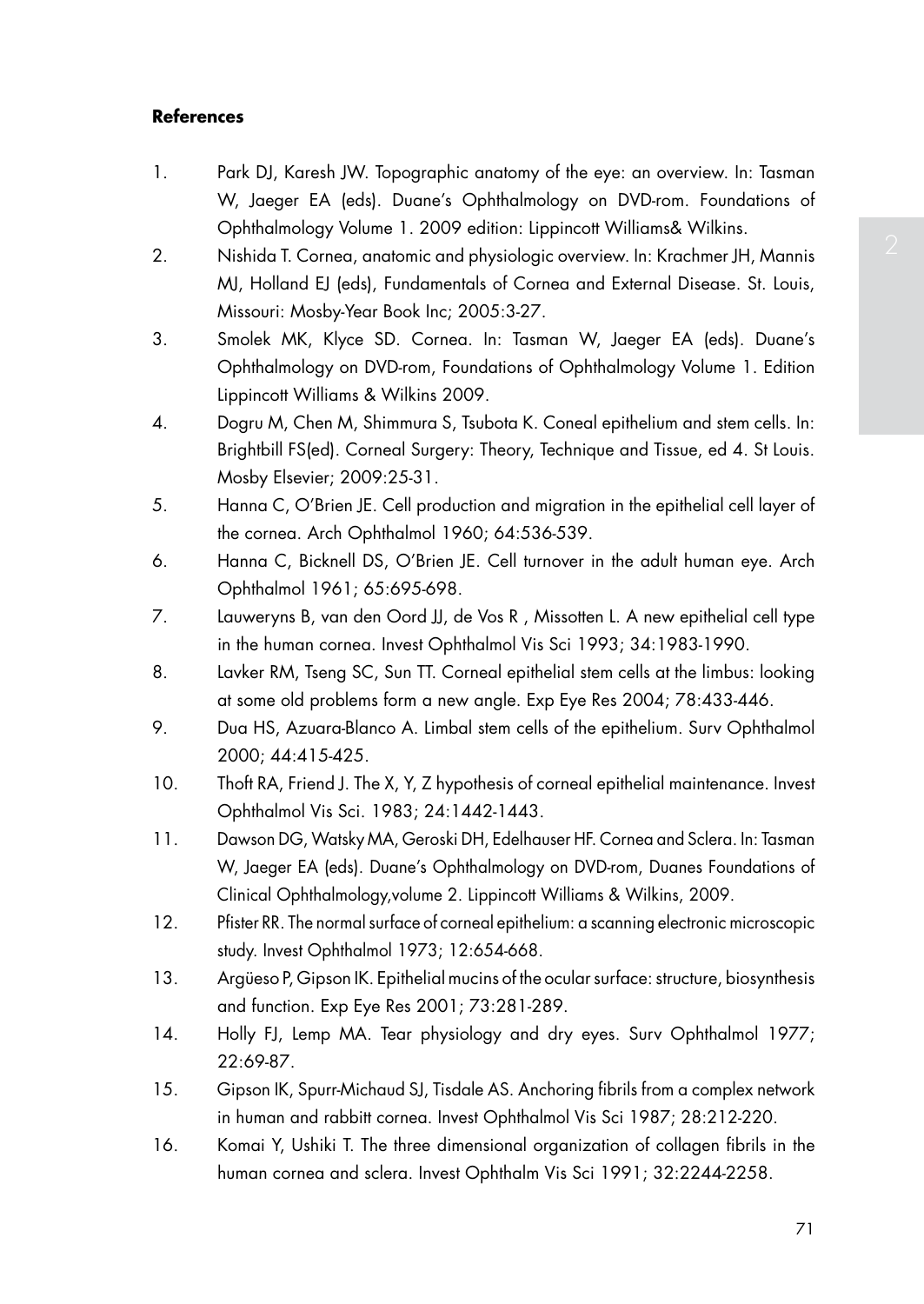## References

1. Park DJ, Karesh JW. Topographic anatomy of the eye: an overview. In: Tasman W, Jaeger EA (eds). Duane's Ophthalmology on DVD-rom. Foundations of Ophthalmology Volume 1. 2009 edition: Lippincott Williams& Wilkins.
2. Nishida T. Cornea, anatomic and physiologic overview. In: Krachmer JH, Mannis MJ, Holland EJ (eds), Fundamentals of Cornea and External Disease. St. Louis, Missouri: Mosby-Year Book Inc; 2005:3-27.
3. Smolek MK, Klyce SD. Cornea. In: Tasman W, Jaeger EA (eds). Duane's Ophthalmology on DVD-rom, Foundations of Ophthalmology Volume 1. Edition Lippincott Williams & Wilkins 2009.
4. Dogru M, Chen M, Shimmura S, Tsubota K. Coneal epithelium and stem cells. In: Brightbill FS(ed). Corneal Surgery: Theory, Technique and Tissue, ed 4. St Louis. Mosby Elsevier; 2009:25-31.
5. Hanna C, O'Brien JE. Cell production and migration in the epithelial cell layer of the cornea. Arch Ophthalmol 1960; 64:536-539.
6. Hanna C, Bicknell DS, O'Brien JE. Cell turnover in the adult human eye. Arch Ophthalmol 1961; 65:695-698.
7. Lauweryns B, van den Oord JJ, de Vos R , Missotten L. A new epithelial cell type in the human cornea. Invest Ophthalmol Vis Sci 1993; 34:1983-1990.
8. Lavker RM, Tseng SC, Sun TT. Corneal epithelial stem cells at the limbus: looking at some old problems form a new angle. Exp Eye Res 2004; 78:433-446.
9. Dua HS, Azuara-Blanco A. Limbal stem cells of the epithelium. Surv Ophthalmol 2000; 44:415-425.
10. Thoft RA, Friend J. The X, Y, Z hypothesis of corneal epithelial maintenance. Invest Ophthalmol Vis Sci. 1983; 24:1442-1443.
11. Dawson DG, Watsky MA, Geroski DH, Edelhauser HF. Cornea and Sclera. In: Tasman W, Jaeger EA (eds). Duane's Ophthalmology on DVD-rom, Duanes Foundations of Clinical Ophthalmology,volume 2. Lippincott Williams & Wilkins, 2009.
12. Pfister RR. The normal surface of corneal epithelium: a scanning electronic microscopic study. Invest Ophthalmol 1973; 12:654-668.
13. Argüeso P, Gipson IK. Epithelial mucins of the ocular surface: structure, biosynthesis and function. Exp Eye Res 2001; 73:281-289.
14. Holly FJ, Lemp MA. Tear physiology and dry eyes. Surv Ophthalmol 1977; 22:69-87.
15. Gipson IK, Spurr-Michaud SJ, Tisdale AS. Anchoring fibrils from a complex network in human and rabbitt cornea. Invest Ophthalmol Vis Sci 1987; 28:212-220.
16. Komai Y, Ushiki T. The three dimensional organization of collagen fibrils in the human cornea and sclera. Invest Ophthalm Vis Sci 1991; 32:2244-2258.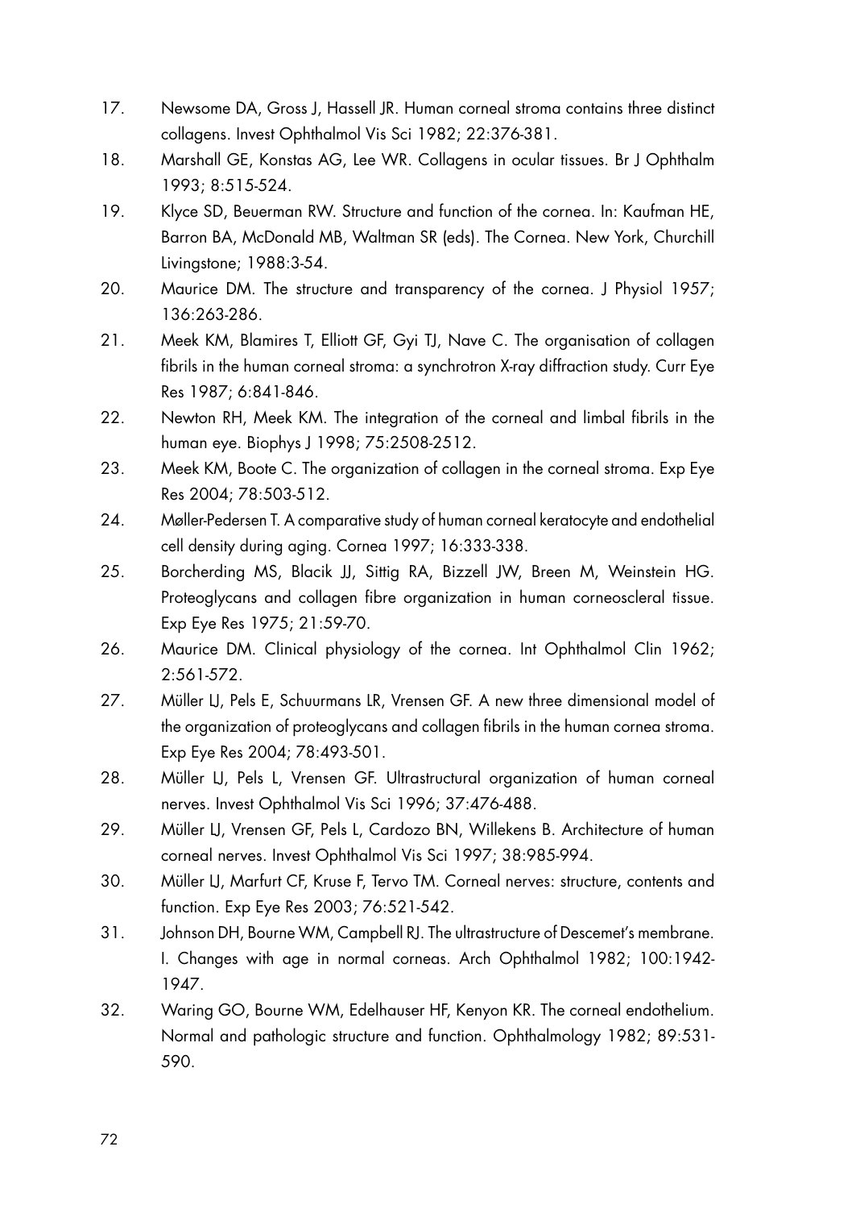17. Newsome DA, Gross J, Hassell JR. Human corneal stroma contains three distinct collagens. Invest Ophthalmol Vis Sci 1982; 22:376-381.
18. Marshall GE, Konstas AG, Lee WR. Collagens in ocular tissues. Br J Ophthalm 1993; 8:515-524.
19. Klyce SD, Beuerman RW. Structure and function of the cornea. In: Kaufman HE, Barron BA, McDonald MB, Waltman SR (eds). The Cornea. New York, Churchill Livingstone; 1988:3-54.
20. Maurice DM. The structure and transparency of the cornea. J Physiol 1957; 136:263-286.
21. Meek KM, Blamires T, Elliott GF, Gyi TJ, Nave C. The organisation of collagen fibrils in the human corneal stroma: a synchrotron X-ray diffraction study. Curr Eye Res 1987; 6:841-846.
22. Newton RH, Meek KM. The integration of the corneal and limbal fibrils in the human eye. Biophys J 1998; 75:2508-2512.
23. Meek KM, Boote C. The organization of collagen in the corneal stroma. Exp Eye Res 2004; 78:503-512.
24. Møller-Pedersen T. A comparative study of human corneal keratocyte and endothelial cell density during aging. Cornea 1997; 16:333-338.
25. Borcherding MS, Blacik JJ, Sittig RA, Bizzell JW, Breen M, Weinstein HG. Proteoglycans and collagen fibre organization in human corneoscleral tissue. Exp Eye Res 1975; 21:59-70.
26. Maurice DM. Clinical physiology of the cornea. Int Ophthalmol Clin 1962; 2:561-572.
27. Müller LJ, Pels E, Schuurmans LR, Vrensen GF. A new three dimensional model of the organization of proteoglycans and collagen fibrils in the human cornea stroma. Exp Eye Res 2004; 78:493-501.
28. Müller LJ, Pels L, Vrensen GF. Ultrastructural organization of human corneal nerves. Invest Ophthalmol Vis Sci 1996; 37:476-488.
29. Müller LJ, Vrensen GF, Pels L, Cardozo BN, Willekens B. Architecture of human corneal nerves. Invest Ophthalmol Vis Sci 1997; 38:985-994.
30. Müller LJ, Marfurt CF, Kruse F, Tervo TM. Corneal nerves: structure, contents and function. Exp Eye Res 2003; 76:521-542.
31. Johnson DH, Bourne WM, Campbell RJ. The ultrastructure of Descemet's membrane. I. Changes with age in normal corneas. Arch Ophthalmol 1982; 100:1942-1947.
32. Waring GO, Bourne WM, Edelhauser HF, Kenyon KR. The corneal endothelium. Normal and pathologic structure and function. Ophthalmology 1982; 89:531-590.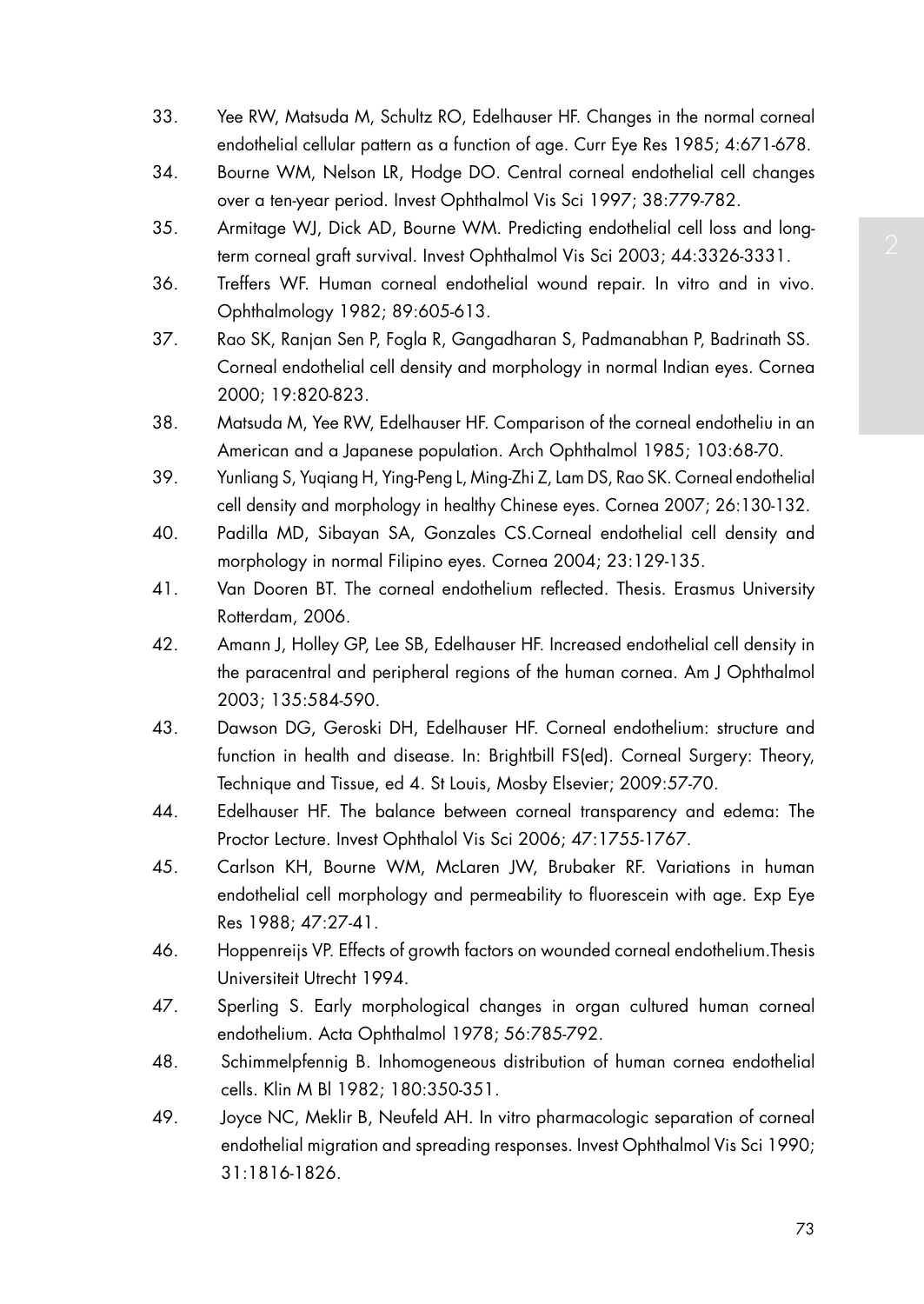33. Yee RW, Matsuda M, Schultz RO, Edelhauser HF. Changes in the normal corneal endothelial cellular pattern as a function of age. Curr Eye Res 1985; 4:671-678.
34. Bourne WM, Nelson LR, Hodge DO. Central corneal endothelial cell changes over a ten-year period. Invest Ophthalmol Vis Sci 1997; 38:779-782.
35. Armitage WJ, Dick AD, Bourne WM. Predicting endothelial cell loss and long-term corneal graft survival. Invest Ophthalmol Vis Sci 2003; 44:3326-3331.
36. Treffers WF. Human corneal endothelial wound repair. In vitro and in vivo. Ophthalmology 1982; 89:605-613.
37. Rao SK, Ranjan Sen P, Fogla R, Gangadharan S, Padmanabhan P, Badrinath SS. Corneal endothelial cell density and morphology in normal Indian eyes. Cornea 2000; 19:820-823.
38. Matsuda M, Yee RW, Edelhauser HF. Comparison of the corneal endotheliu in an American and a Japanese population. Arch Ophthalmol 1985; 103:68-70.
39. Yunliang S, Yuqiang H, Ying-Peng L, Ming-Zhi Z, Lam DS, Rao SK. Corneal endothelial cell density and morphology in healthy Chinese eyes. Cornea 2007; 26:130-132.
40. Padilla MD, Sibayan SA, Gonzales CS.Corneal endothelial cell density and morphology in normal Filipino eyes. Cornea 2004; 23:129-135.
41. Van Dooren BT. The corneal endothelium reflected. Thesis. Erasmus University Rotterdam, 2006.
42. Amann J, Holley GP, Lee SB, Edelhauser HF. Increased endothelial cell density in the paracentral and peripheral regions of the human cornea. Am J Ophthalmol 2003; 135:584-590.
43. Dawson DG, Geroski DH, Edelhauser HF. Corneal endothelium: structure and function in health and disease. In: Brightbill FS(ed). Corneal Surgery: Theory, Technique and Tissue, ed 4. St Louis, Mosby Elsevier; 2009:57-70.
44. Edelhauser HF. The balance between corneal transparency and edema: The Proctor Lecture. Invest Ophthalol Vis Sci 2006; 47:1755-1767.
45. Carlson KH, Bourne WM, McLaren JW, Brubaker RF. Variations in human endothelial cell morphology and permeability to fluorescein with age. Exp Eye Res 1988; 47:27-41.
46. Hoppenreijs VP. Effects of growth factors on wounded corneal endothelium.Thesis Universiteit Utrecht 1994.
47. Sperling S. Early morphological changes in organ cultured human corneal endothelium. Acta Ophthalmol 1978; 56:785-792.
48. Schimmelpfennig B. Inhomogeneous distribution of human cornea endothelial cells. Klin M Bl 1982; 180:350-351.
49. Joyce NC, Meklir B, Neufeld AH. In vitro pharmacologic separation of corneal endothelial migration and spreading responses. Invest Ophthalmol Vis Sci 1990; 31:1816-1826.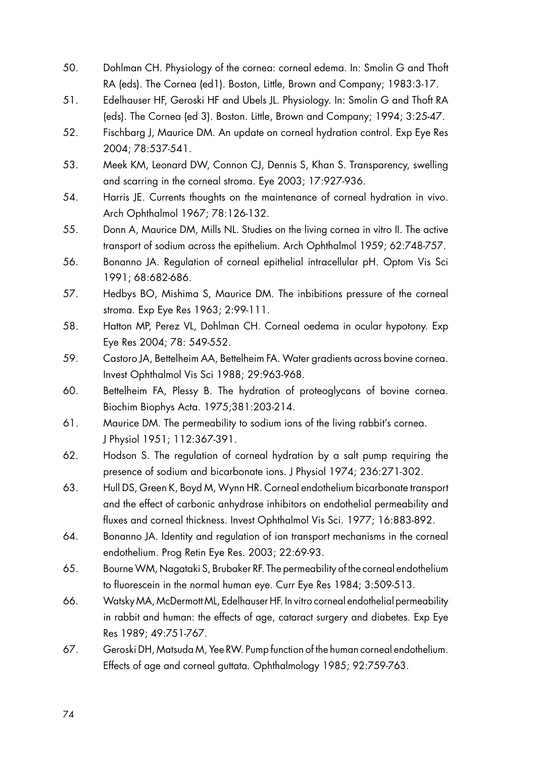50. Dohlman CH. Physiology of the cornea: corneal edema. In: Smolin G and Thoft RA (eds). The Cornea (ed1). Boston, Little, Brown and Company; 1983:3-17.
51. Edelhauser HF, Geroski HF and Ubels JL. Physiology. In: Smolin G and Thoft RA (eds). The Cornea (ed 3). Boston. Little, Brown and Company; 1994; 3:25-47.
52. Fischbarg J, Maurice DM. An update on corneal hydration control. Exp Eye Res 2004; 78:537-541.
53. Meek KM, Leonard DW, Connon CJ, Dennis S, Khan S. Transparency, swelling and scarring in the corneal stroma. Eye 2003; 17:927-936.
54. Harris JE. Currents thoughts on the maintenance of corneal hydration in vivo. Arch Ophthalmol 1967; 78:126-132.
55. Donn A, Maurice DM, Mills NL. Studies on the living cornea in vitro II. The active transport of sodium across the epithelium. Arch Ophthalmol 1959; 62:748-757.
56. Bonanno JA. Regulation of corneal epithelial intracellular pH. Optom Vis Sci 1991; 68:682-686.
57. Hedbys BO, Mishima S, Maurice DM. The inbibitions pressure of the corneal stroma. Exp Eye Res 1963; 2:99-111.
58. Hatton MP, Perez VL, Dohlman CH. Corneal oedema in ocular hypotony. Exp Eye Res 2004; 78: 549-552.
59. Castoro JA, Bettelheim AA, Bettelheim FA. Water gradients across bovine cornea. Invest Ophthalmol Vis Sci 1988; 29:963-968.
60. Bettelheim FA, Plessy B. The hydration of proteoglycans of bovine cornea. Biochim Biophys Acta. 1975;381:203-214.
61. Maurice DM. The permeability to sodium ions of the living rabbit's cornea. J Physiol 1951; 112:367-391.
62. Hodson S. The regulation of corneal hydration by a salt pump requiring the presence of sodium and bicarbonate ions. J Physiol 1974; 236:271-302.
63. Hull DS, Green K, Boyd M, Wynn HR. Corneal endothelium bicarbonate transport and the effect of carbonic anhydrase inhibitors on endothelial permeability and fluxes and corneal thickness. Invest Ophthalmol Vis Sci. 1977; 16:883-892.
64. Bonanno JA. Identity and regulation of ion transport mechanisms in the corneal endothelium. Prog Retin Eye Res. 2003; 22:69-93.
65. Bourne WM, Nagataki S, Brubaker RF. The permeability of the corneal endothelium to fluorescein in the normal human eye. Curr Eye Res 1984; 3:509-513.
66. Watsky MA, McDermott ML, Edelhauser HF. In vitro corneal endothelial permeability in rabbit and human: the effects of age, cataract surgery and diabetes. Exp Eye Res 1989; 49:751-767.
67. Geroski DH, Matsuda M, Yee RW. Pump function of the human corneal endothelium. Effects of age and corneal guttata. Ophthalmology 1985; 92:759-763.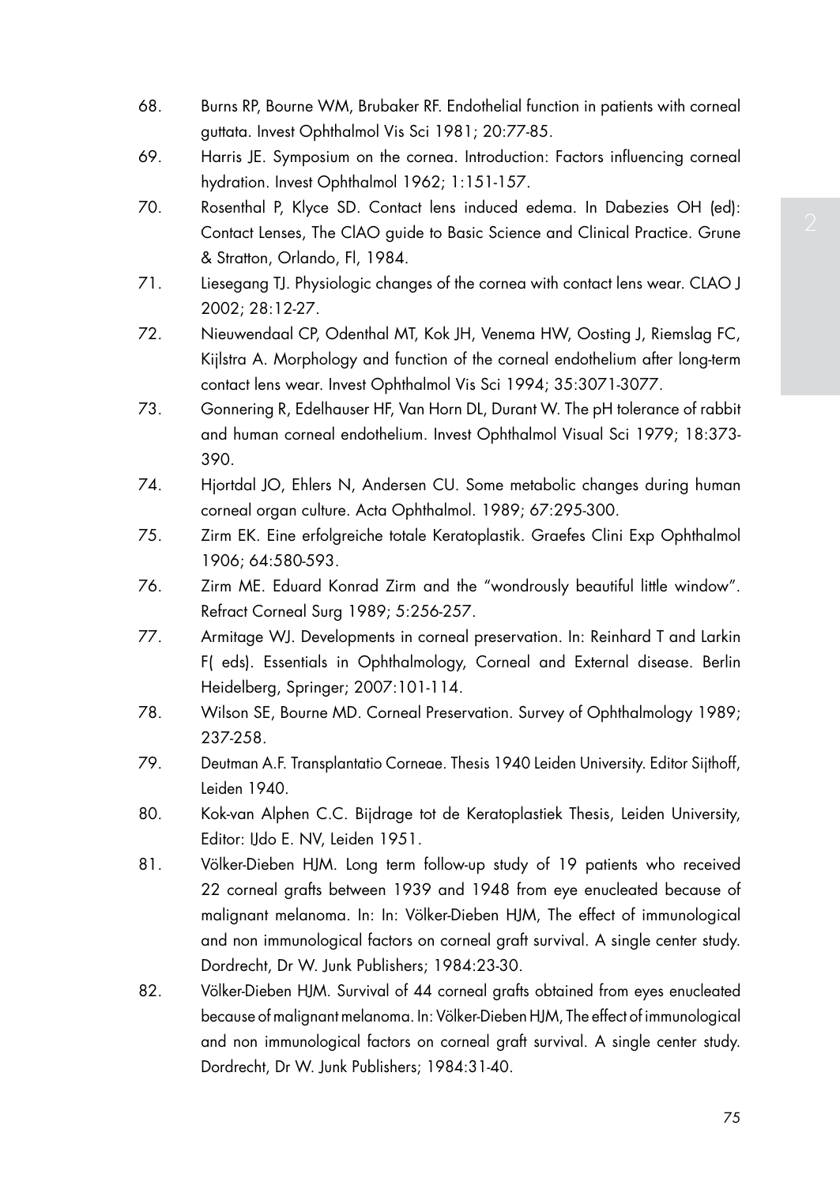68. Burns RP, Bourne WM, Brubaker RF. Endothelial function in patients with corneal guttata. Invest Ophthalmol Vis Sci 1981; 20:77-85.
69. Harris JE. Symposium on the cornea. Introduction: Factors influencing corneal hydration. Invest Ophthalmol 1962; 1:151-157.
70. Rosenthal P, Klyce SD. Contact lens induced edema. In Dabezies OH (ed): Contact Lenses, The ClAO guide to Basic Science and Clinical Practice. Grune & Stratton, Orlando, Fl, 1984.
71. Liesegang TJ. Physiologic changes of the cornea with contact lens wear. CLAO J 2002; 28:12-27.
72. Nieuwendaal CP, Odenthal MT, Kok JH, Venema HW, Oosting J, Riemslag FC, Kijlstra A. Morphology and function of the corneal endothelium after long-term contact lens wear. Invest Ophthalmol Vis Sci 1994; 35:3071-3077.
73. Gonnering R, Edelhauser HF, Van Horn DL, Durant W. The pH tolerance of rabbit and human corneal endothelium. Invest Ophthalmol Visual Sci 1979; 18:373-390.
74. Hjortdal JO, Ehlers N, Andersen CU. Some metabolic changes during human corneal organ culture. Acta Ophthalmol. 1989; 67:295-300.
75. Zirm EK. Eine erfolgreiche totale Keratoplastik. Graefes Clini Exp Ophthalmol 1906; 64:580-593.
76. Zirm ME. Eduard Konrad Zirm and the "wondrously beautiful little window". Refract Corneal Surg 1989; 5:256-257.
77. Armitage WJ. Developments in corneal preservation. In: Reinhard T and Larkin F( eds). Essentials in Ophthalmology, Corneal and External disease. Berlin Heidelberg, Springer; 2007:101-114.
78. Wilson SE, Bourne MD. Corneal Preservation. Survey of Ophthalmology 1989; 237-258.
79. Deutman A.F. Transplantatio Corneae. Thesis 1940 Leiden University. Editor Sijthoff, Leiden 1940.
80. Kok-van Alphen C.C. Bijdrage tot de Keratoplastiek Thesis, Leiden University, Editor: IJdo E. NV, Leiden 1951.
81. Völker-Dieben HJM. Long term follow-up study of 19 patients who received 22 corneal grafts between 1939 and 1948 from eye enucleated because of malignant melanoma. In: In: Völker-Dieben HJM, The effect of immunological and non immunological factors on corneal graft survival. A single center study. Dordrecht, Dr W. Junk Publishers; 1984:23-30.
82. Völker-Dieben HJM. Survival of 44 corneal grafts obtained from eyes enucleated because of malignant melanoma. In: Völker-Dieben HJM, The effect of immunological and non immunological factors on corneal graft survival. A single center study. Dordrecht, Dr W. Junk Publishers; 1984:31-40.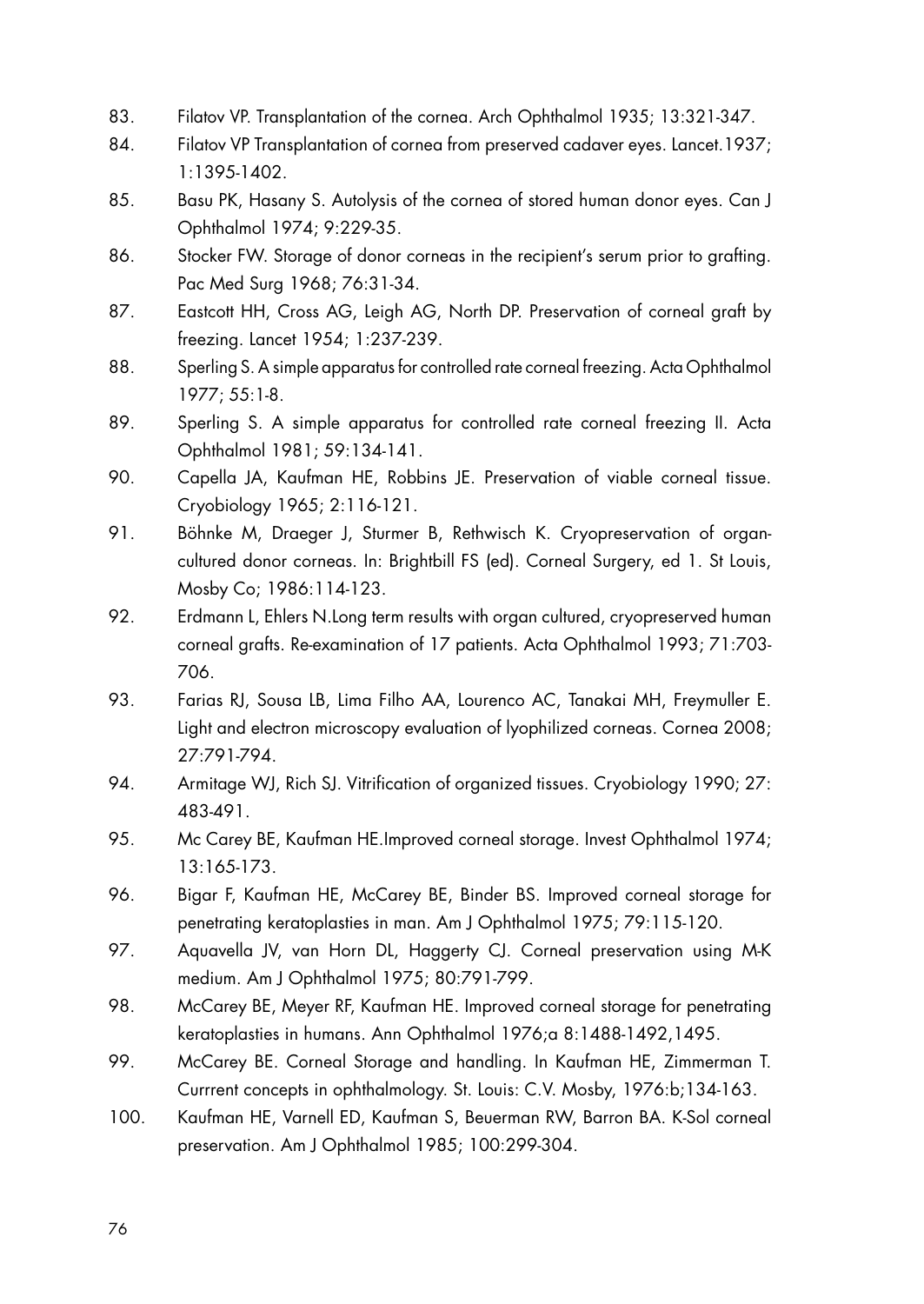83. Filatov VP. Transplantation of the cornea. Arch Ophthalmol 1935; 13:321-347.
84. Filatov VP Transplantation of cornea from preserved cadaver eyes. Lancet.1937; 1:1395-1402.
85. Basu PK, Hasany S. Autolysis of the cornea of stored human donor eyes. Can J Ophthalmol 1974; 9:229-35.
86. Stocker FW. Storage of donor corneas in the recipient's serum prior to grafting. Pac Med Surg 1968; 76:31-34.
87. Eastcott HH, Cross AG, Leigh AG, North DP. Preservation of corneal graft by freezing. Lancet 1954; 1:237-239.
88. Sperling S. A simple apparatus for controlled rate corneal freezing. Acta Ophthalmol 1977; 55:1-8.
89. Sperling S. A simple apparatus for controlled rate corneal freezing II. Acta Ophthalmol 1981; 59:134-141.
90. Capella JA, Kaufman HE, Robbins JE. Preservation of viable corneal tissue. Cryobiology 1965; 2:116-121.
91. Böhnke M, Draeger J, Sturmer B, Rethwisch K. Cryopreservation of organ-cultured donor corneas. In: Brightbill FS (ed). Corneal Surgery, ed 1. St Louis, Mosby Co; 1986:114-123.
92. Erdmann L, Ehlers N.Long term results with organ cultured, cryopreserved human corneal grafts. Re-examination of 17 patients. Acta Ophthalmol 1993; 71:703-706.
93. Farias RJ, Sousa LB, Lima Filho AA, Lourenco AC, Tanakai MH, Freymuller E. Light and electron microscopy evaluation of lyophilized corneas. Cornea 2008; 27:791-794.
94. Armitage WJ, Rich SJ. Vitrification of organized tissues. Cryobiology 1990; 27: 483-491.
95. Mc Carey BE, Kaufman HE.Improved corneal storage. Invest Ophthalmol 1974; 13:165-173.
96. Bigar F, Kaufman HE, McCarey BE, Binder BS. Improved corneal storage for penetrating keratoplasties in man. Am J Ophthalmol 1975; 79:115-120.
97. Aquavella JV, van Horn DL, Haggerty CJ. Corneal preservation using M-K medium. Am J Ophthalmol 1975; 80:791-799.
98. McCarey BE, Meyer RF, Kaufman HE. Improved corneal storage for penetrating keratoplasties in humans. Ann Ophthalmol 1976;a 8:1488-1492,1495.
99. McCarey BE. Corneal Storage and handling. In Kaufman HE, Zimmerman T. Currrent concepts in ophthalmology. St. Louis: C.V. Mosby, 1976:b;134-163.
100. Kaufman HE, Varnell ED, Kaufman S, Beuerman RW, Barron BA. K-Sol corneal preservation. Am J Ophthalmol 1985; 100:299-304.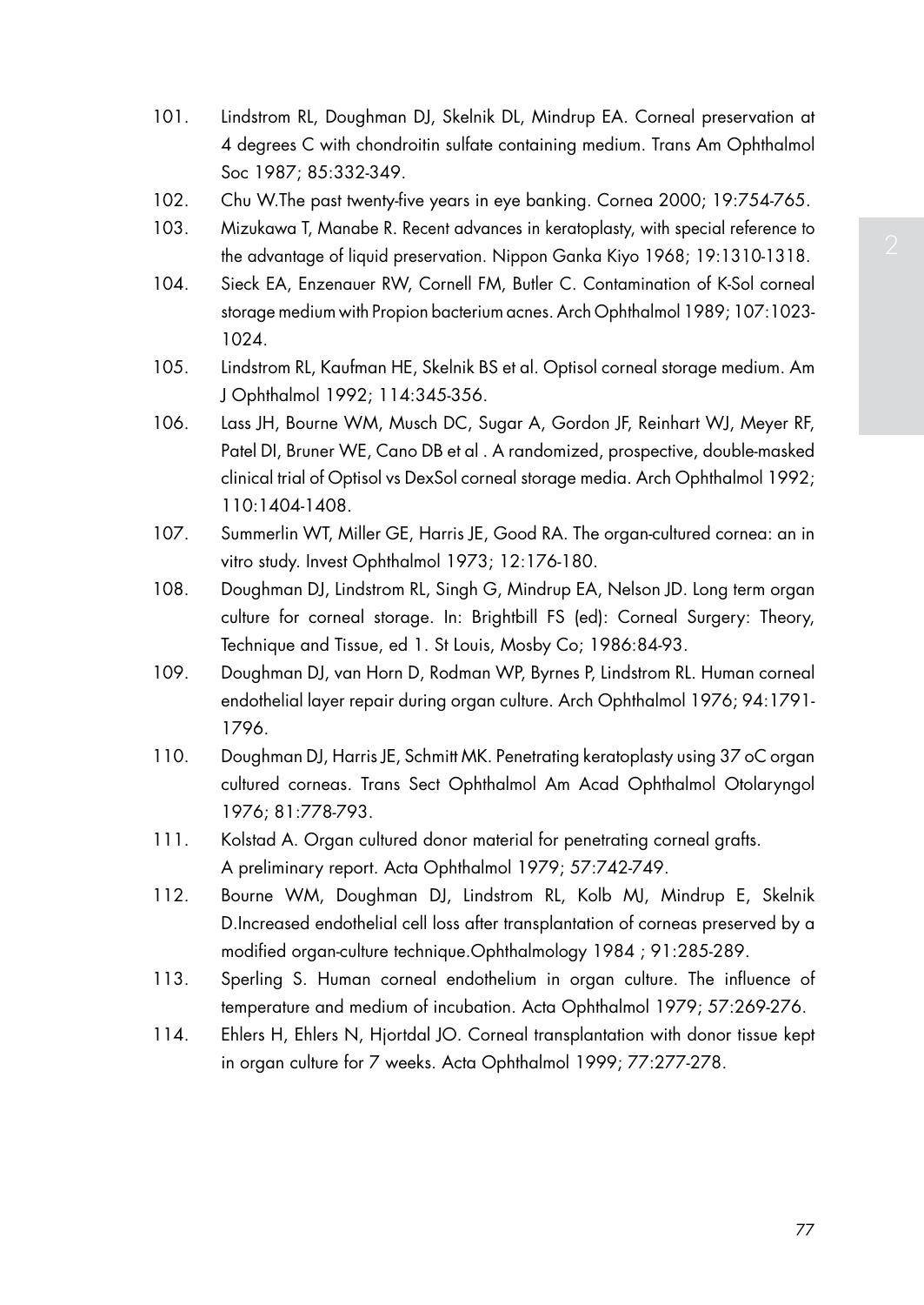101. Lindstrom RL, Doughman DJ, Skelnik DL, Mindrup EA. Corneal preservation at 4 degrees C with chondroitin sulfate containing medium. Trans Am Ophthalmol Soc 1987; 85:332-349.
102. Chu W.The past twenty-five years in eye banking. Cornea 2000; 19:754-765.
103. Mizukawa T, Manabe R. Recent advances in keratoplasty, with special reference to the advantage of liquid preservation. Nippon Ganka Kiyo 1968; 19:1310-1318.
104. Sieck EA, Enzenauer RW, Cornell FM, Butler C. Contamination of K-Sol corneal storage medium with Propion bacterium acnes. Arch Ophthalmol 1989; 107:1023-1024.
105. Lindstrom RL, Kaufman HE, Skelnik BS et al. Optisol corneal storage medium. Am J Ophthalmol 1992; 114:345-356.
106. Lass JH, Bourne WM, Musch DC, Sugar A, Gordon JF, Reinhart WJ, Meyer RF, Patel DI, Bruner WE, Cano DB et al . A randomized, prospective, double-masked clinical trial of Optisol vs DexSol corneal storage media. Arch Ophthalmol 1992; 110:1404-1408.
107. Summerlin WT, Miller GE, Harris JE, Good RA. The organ-cultured cornea: an in vitro study. Invest Ophthalmol 1973; 12:176-180.
108. Doughman DJ, Lindstrom RL, Singh G, Mindrup EA, Nelson JD. Long term organ culture for corneal storage. In: Brightbill FS (ed): Corneal Surgery: Theory, Technique and Tissue, ed 1. St Louis, Mosby Co; 1986:84-93.
109. Doughman DJ, van Horn D, Rodman WP, Byrnes P, Lindstrom RL. Human corneal endothelial layer repair during organ culture. Arch Ophthalmol 1976; 94:1791-1796.
110. Doughman DJ, Harris JE, Schmitt MK. Penetrating keratoplasty using 37 oC organ cultured corneas. Trans Sect Ophthalmol Am Acad Ophthalmol Otolaryngol 1976; 81:778-793.
111. Kolstad A. Organ cultured donor material for penetrating corneal grafts. A preliminary report. Acta Ophthalmol 1979; 57:742-749.
112. Bourne WM, Doughman DJ, Lindstrom RL, Kolb MJ, Mindrup E, Skelnik D.Increased endothelial cell loss after transplantation of corneas preserved by a modified organ-culture technique.Ophthalmology 1984 ; 91:285-289.
113. Sperling S. Human corneal endothelium in organ culture. The influence of temperature and medium of incubation. Acta Ophthalmol 1979; 57:269-276.
114. Ehlers H, Ehlers N, Hjortdal JO. Corneal transplantation with donor tissue kept in organ culture for 7 weeks. Acta Ophthalmol 1999; 77:277-278.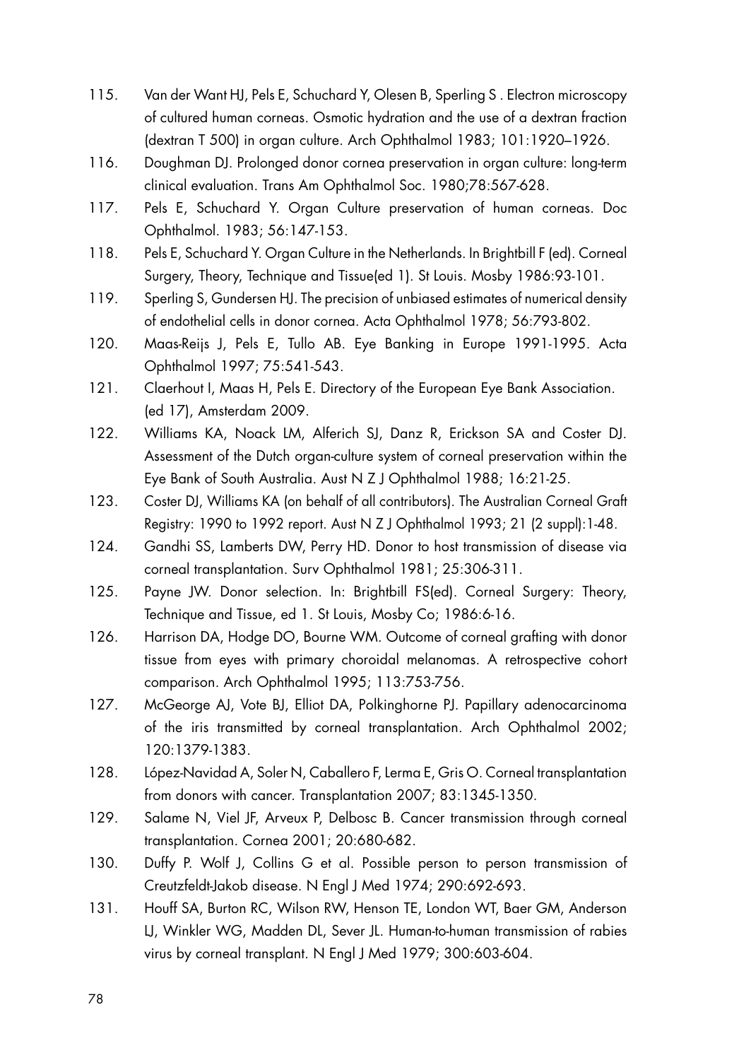115. Van der Want HJ, Pels E, Schuchard Y, Olesen B, Sperling S . Electron microscopy of cultured human corneas. Osmotic hydration and the use of a dextran fraction (dextran T 500) in organ culture. Arch Ophthalmol 1983; 101:1920–1926.

116. Doughman DJ. Prolonged donor cornea preservation in organ culture: long-term clinical evaluation. Trans Am Ophthalmol Soc. 1980;78:567-628.

117. Pels E, Schuchard Y. Organ Culture preservation of human corneas. Doc Ophthalmol. 1983; 56:147-153.

118. Pels E, Schuchard Y. Organ Culture in the Netherlands. In Brightbill F (ed). Corneal Surgery, Theory, Technique and Tissue(ed 1). St Louis. Mosby 1986:93-101.

119. Sperling S, Gundersen HJ. The precision of unbiased estimates of numerical density of endothelial cells in donor cornea. Acta Ophthalmol 1978; 56:793-802.

120. Maas-Reijs J, Pels E, Tullo AB. Eye Banking in Europe 1991-1995. Acta Ophthalmol 1997; 75:541-543.

121. Claerhout I, Maas H, Pels E. Directory of the European Eye Bank Association. (ed 17), Amsterdam 2009.

122. Williams KA, Noack LM, Alferich SJ, Danz R, Erickson SA and Coster DJ. Assessment of the Dutch organ-culture system of corneal preservation within the Eye Bank of South Australia. Aust N Z J Ophthalmol 1988; 16:21-25.

123. Coster DJ, Williams KA (on behalf of all contributors). The Australian Corneal Graft Registry: 1990 to 1992 report. Aust N Z J Ophthalmol 1993; 21 (2 suppl):1-48.

124. Gandhi SS, Lamberts DW, Perry HD. Donor to host transmission of disease via corneal transplantation. Surv Ophthalmol 1981; 25:306-311.

125. Payne JW. Donor selection. In: Brightbill FS(ed). Corneal Surgery: Theory, Technique and Tissue, ed 1. St Louis, Mosby Co; 1986:6-16.

126. Harrison DA, Hodge DO, Bourne WM. Outcome of corneal grafting with donor tissue from eyes with primary choroidal melanomas. A retrospective cohort comparison. Arch Ophthalmol 1995; 113:753-756.

127. McGeorge AJ, Vote BJ, Elliot DA, Polkinghorne PJ. Papillary adenocarcinoma of the iris transmitted by corneal transplantation. Arch Ophthalmol 2002; 120:1379-1383.

128. López-Navidad A, Soler N, Caballero F, Lerma E, Gris O. Corneal transplantation from donors with cancer. Transplantation 2007; 83:1345-1350.

129. Salame N, Viel JF, Arveux P, Delbosc B. Cancer transmission through corneal transplantation. Cornea 2001; 20:680-682.

130. Duffy P. Wolf J, Collins G et al. Possible person to person transmission of Creutzfeldt-Jakob disease. N Engl J Med 1974; 290:692-693.

131. Houff SA, Burton RC, Wilson RW, Henson TE, London WT, Baer GM, Anderson LJ, Winkler WG, Madden DL, Sever JL. Human-to-human transmission of rabies virus by corneal transplant. N Engl J Med 1979; 300:603-604.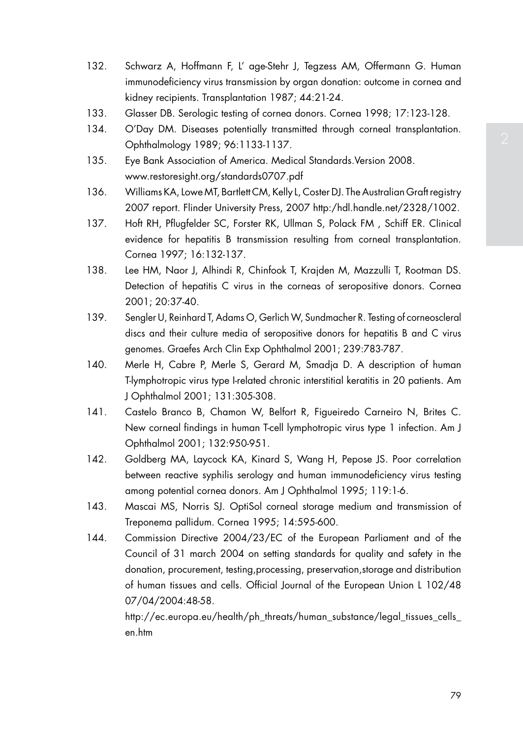132. Schwarz A, Hoffmann F, L' age-Stehr J, Tegzess AM, Offermann G. Human immunodeficiency virus transmission by organ donation: outcome in cornea and kidney recipients. Transplantation 1987; 44:21-24.
133. Glasser DB. Serologic testing of cornea donors. Cornea 1998; 17:123-128.
134. O'Day DM. Diseases potentially transmitted through corneal transplantation. Ophthalmology 1989; 96:1133-1137.
135. Eye Bank Association of America. Medical Standards.Version 2008. www.restoresight.org/standards0707.pdf
136. Williams KA, Lowe MT, Bartlett CM, Kelly L, Coster DJ. The Australian Graft registry 2007 report. Flinder University Press, 2007 http:/hdl.handle.net/2328/1002.
137. Hoft RH, Pflugfelder SC, Forster RK, Ullman S, Polack FM , Schiff ER. Clinical evidence for hepatitis B transmission resulting from corneal transplantation. Cornea 1997; 16:132-137.
138. Lee HM, Naor J, Alhindi R, Chinfook T, Krajden M, Mazzulli T, Rootman DS. Detection of hepatitis C virus in the corneas of seropositive donors. Cornea 2001; 20:37-40.
139. Sengler U, Reinhard T, Adams O, Gerlich W, Sundmacher R. Testing of corneoscleral discs and their culture media of seropositive donors for hepatitis B and C virus genomes. Graefes Arch Clin Exp Ophthalmol 2001; 239:783-787.
140. Merle H, Cabre P, Merle S, Gerard M, Smadja D. A description of human T-lymphotropic virus type I-related chronic interstitial keratitis in 20 patients. Am J Ophthalmol 2001; 131:305-308.
141. Castelo Branco B, Chamon W, Belfort R, Figueiredo Carneiro N, Brites C. New corneal findings in human T-cell lymphotropic virus type 1 infection. Am J Ophthalmol 2001; 132:950-951.
142. Goldberg MA, Laycock KA, Kinard S, Wang H, Pepose JS. Poor correlation between reactive syphilis serology and human immunodeficiency virus testing among potential cornea donors. Am J Ophthalmol 1995; 119:1-6.
143. Mascai MS, Norris SJ. OptiSol corneal storage medium and transmission of Treponema pallidum. Cornea 1995; 14:595-600.
144. Commission Directive 2004/23/EC of the European Parliament and of the Council of 31 march 2004 on setting standards for quality and safety in the donation, procurement, testing,processing, preservation,storage and distribution of human tissues and cells. Official Journal of the European Union L 102/48 07/04/2004:48-58. http://ec.europa.eu/health/ph_threats/human_substance/legal_tissues_cells_en.htm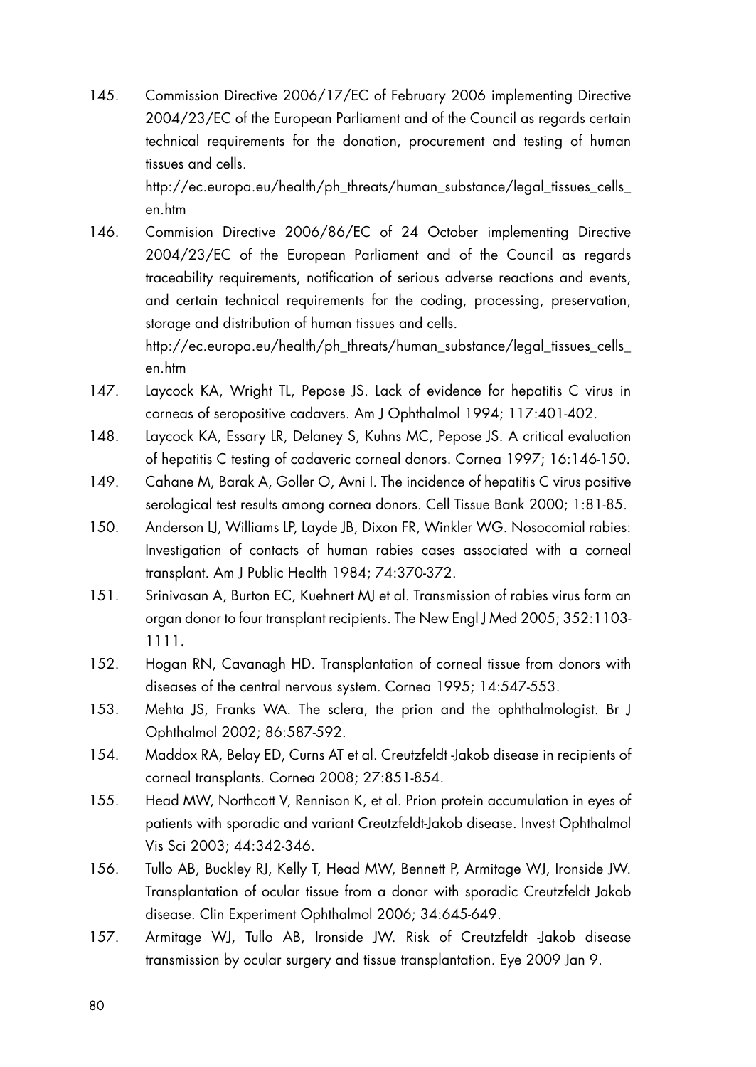145. Commission Directive 2006/17/EC of February 2006 implementing Directive 2004/23/EC of the European Parliament and of the Council as regards certain technical requirements for the donation, procurement and testing of human tissues and cells.
http://ec.europa.eu/health/ph_threats/human_substance/legal_tissues_cells_en.htm

146. Commision Directive 2006/86/EC of 24 October implementing Directive 2004/23/EC of the European Parliament and of the Council as regards traceability requirements, notification of serious adverse reactions and events, and certain technical requirements for the coding, processing, preservation, storage and distribution of human tissues and cells.
http://ec.europa.eu/health/ph_threats/human_substance/legal_tissues_cells_en.htm

147. Laycock KA, Wright TL, Pepose JS. Lack of evidence for hepatitis C virus in corneas of seropositive cadavers. Am J Ophthalmol 1994; 117:401-402.

148. Laycock KA, Essary LR, Delaney S, Kuhns MC, Pepose JS. A critical evaluation of hepatitis C testing of cadaveric corneal donors. Cornea 1997; 16:146-150.

149. Cahane M, Barak A, Goller O, Avni I. The incidence of hepatitis C virus positive serological test results among cornea donors. Cell Tissue Bank 2000; 1:81-85.

150. Anderson LJ, Williams LP, Layde JB, Dixon FR, Winkler WG. Nosocomial rabies: Investigation of contacts of human rabies cases associated with a corneal transplant. Am J Public Health 1984; 74:370-372.

151. Srinivasan A, Burton EC, Kuehnert MJ et al. Transmission of rabies virus form an organ donor to four transplant recipients. The New Engl J Med 2005; 352:1103-1111.

152. Hogan RN, Cavanagh HD. Transplantation of corneal tissue from donors with diseases of the central nervous system. Cornea 1995; 14:547-553.

153. Mehta JS, Franks WA. The sclera, the prion and the ophthalmologist. Br J Ophthalmol 2002; 86:587-592.

154. Maddox RA, Belay ED, Curns AT et al. Creutzfeldt -Jakob disease in recipients of corneal transplants. Cornea 2008; 27:851-854.

155. Head MW, Northcott V, Rennison K, et al. Prion protein accumulation in eyes of patients with sporadic and variant Creutzfeldt-Jakob disease. Invest Ophthalmol Vis Sci 2003; 44:342-346.

156. Tullo AB, Buckley RJ, Kelly T, Head MW, Bennett P, Armitage WJ, Ironside JW. Transplantation of ocular tissue from a donor with sporadic Creutzfeldt Jakob disease. Clin Experiment Ophthalmol 2006; 34:645-649.

157. Armitage WJ, Tullo AB, Ironside JW. Risk of Creutzfeldt -Jakob disease transmission by ocular surgery and tissue transplantation. Eye 2009 Jan 9.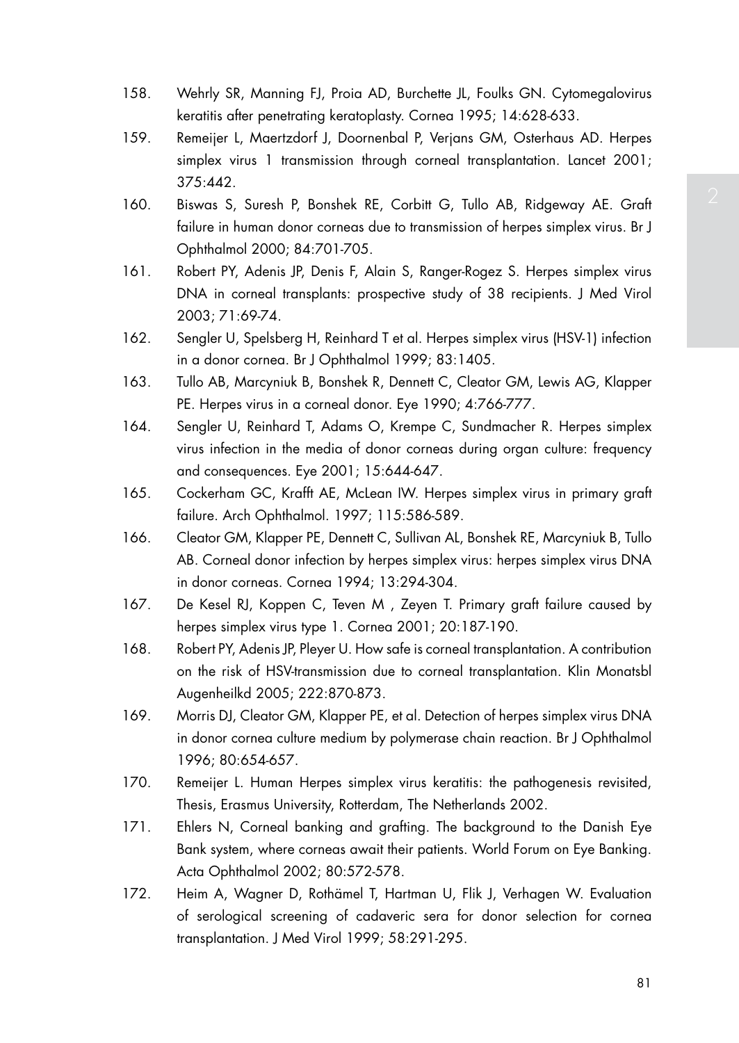158. Wehrly SR, Manning FJ, Proia AD, Burchette JL, Foulks GN. Cytomegalovirus keratitis after penetrating keratoplasty. Cornea 1995; 14:628-633.
159. Remeijer L, Maertzdorf J, Doornenbal P, Verjans GM, Osterhaus AD. Herpes simplex virus 1 transmission through corneal transplantation. Lancet 2001; 375:442.
160. Biswas S, Suresh P, Bonshek RE, Corbitt G, Tullo AB, Ridgeway AE. Graft failure in human donor corneas due to transmission of herpes simplex virus. Br J Ophthalmol 2000; 84:701-705.
161. Robert PY, Adenis JP, Denis F, Alain S, Ranger-Rogez S. Herpes simplex virus DNA in corneal transplants: prospective study of 38 recipients. J Med Virol 2003; 71:69-74.
162. Sengler U, Spelsberg H, Reinhard T et al. Herpes simplex virus (HSV-1) infection in a donor cornea. Br J Ophthalmol 1999; 83:1405.
163. Tullo AB, Marcyniuk B, Bonshek R, Dennett C, Cleator GM, Lewis AG, Klapper PE. Herpes virus in a corneal donor. Eye 1990; 4:766-777.
164. Sengler U, Reinhard T, Adams O, Krempe C, Sundmacher R. Herpes simplex virus infection in the media of donor corneas during organ culture: frequency and consequences. Eye 2001; 15:644-647.
165. Cockerham GC, Krafft AE, McLean IW. Herpes simplex virus in primary graft failure. Arch Ophthalmol. 1997; 115:586-589.
166. Cleator GM, Klapper PE, Dennett C, Sullivan AL, Bonshek RE, Marcyniuk B, Tullo AB. Corneal donor infection by herpes simplex virus: herpes simplex virus DNA in donor corneas. Cornea 1994; 13:294-304.
167. De Kesel RJ, Koppen C, Teven M , Zeyen T. Primary graft failure caused by herpes simplex virus type 1. Cornea 2001; 20:187-190.
168. Robert PY, Adenis JP, Pleyer U. How safe is corneal transplantation. A contribution on the risk of HSV-transmission due to corneal transplantation. Klin Monatsbl Augenheilkd 2005; 222:870-873.
169. Morris DJ, Cleator GM, Klapper PE, et al. Detection of herpes simplex virus DNA in donor cornea culture medium by polymerase chain reaction. Br J Ophthalmol 1996; 80:654-657.
170. Remeijer L. Human Herpes simplex virus keratitis: the pathogenesis revisited, Thesis, Erasmus University, Rotterdam, The Netherlands 2002.
171. Ehlers N, Corneal banking and grafting. The background to the Danish Eye Bank system, where corneas await their patients. World Forum on Eye Banking. Acta Ophthalmol 2002; 80:572-578.
172. Heim A, Wagner D, Rothämel T, Hartman U, Flik J, Verhagen W. Evaluation of serological screening of cadaveric sera for donor selection for cornea transplantation. J Med Virol 1999; 58:291-295.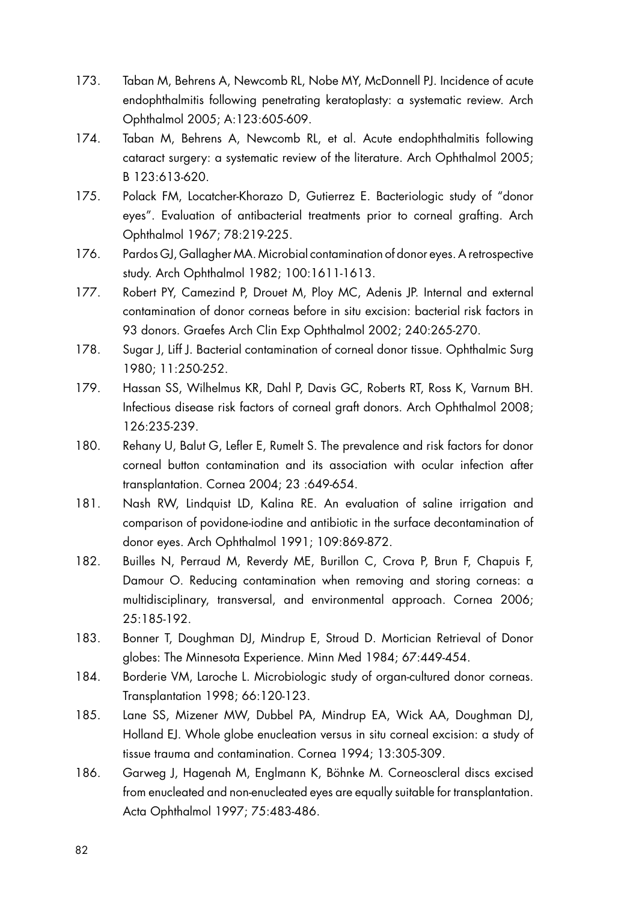173. Taban M, Behrens A, Newcomb RL, Nobe MY, McDonnell PJ. Incidence of acute endophthalmitis following penetrating keratoplasty: a systematic review. Arch Ophthalmol 2005; A:123:605-609.
174. Taban M, Behrens A, Newcomb RL, et al. Acute endophthalmitis following cataract surgery: a systematic review of the literature. Arch Ophthalmol 2005; B 123:613-620.
175. Polack FM, Locatcher-Khorazo D, Gutierrez E. Bacteriologic study of "donor eyes". Evaluation of antibacterial treatments prior to corneal grafting. Arch Ophthalmol 1967; 78:219-225.
176. Pardos GJ, Gallagher MA. Microbial contamination of donor eyes. A retrospective study. Arch Ophthalmol 1982; 100:1611-1613.
177. Robert PY, Camezind P, Drouet M, Ploy MC, Adenis JP. Internal and external contamination of donor corneas before in situ excision: bacterial risk factors in 93 donors. Graefes Arch Clin Exp Ophthalmol 2002; 240:265-270.
178. Sugar J, Liff J. Bacterial contamination of corneal donor tissue. Ophthalmic Surg 1980; 11:250-252.
179. Hassan SS, Wilhelmus KR, Dahl P, Davis GC, Roberts RT, Ross K, Varnum BH. Infectious disease risk factors of corneal graft donors. Arch Ophthalmol 2008; 126:235-239.
180. Rehany U, Balut G, Lefler E, Rumelt S. The prevalence and risk factors for donor corneal button contamination and its association with ocular infection after transplantation. Cornea 2004; 23 :649-654.
181. Nash RW, Lindquist LD, Kalina RE. An evaluation of saline irrigation and comparison of povidone-iodine and antibiotic in the surface decontamination of donor eyes. Arch Ophthalmol 1991; 109:869-872.
182. Builles N, Perraud M, Reverdy ME, Burillon C, Crova P, Brun F, Chapuis F, Damour O. Reducing contamination when removing and storing corneas: a multidisciplinary, transversal, and environmental approach. Cornea 2006; 25:185-192.
183. Bonner T, Doughman DJ, Mindrup E, Stroud D. Mortician Retrieval of Donor globes: The Minnesota Experience. Minn Med 1984; 67:449-454.
184. Borderie VM, Laroche L. Microbiologic study of organ-cultured donor corneas. Transplantation 1998; 66:120-123.
185. Lane SS, Mizener MW, Dubbel PA, Mindrup EA, Wick AA, Doughman DJ, Holland EJ. Whole globe enucleation versus in situ corneal excision: a study of tissue trauma and contamination. Cornea 1994; 13:305-309.
186. Garweg J, Hagenah M, Englmann K, Böhnke M. Corneoscleral discs excised from enucleated and non-enucleated eyes are equally suitable for transplantation. Acta Ophthalmol 1997; 75:483-486.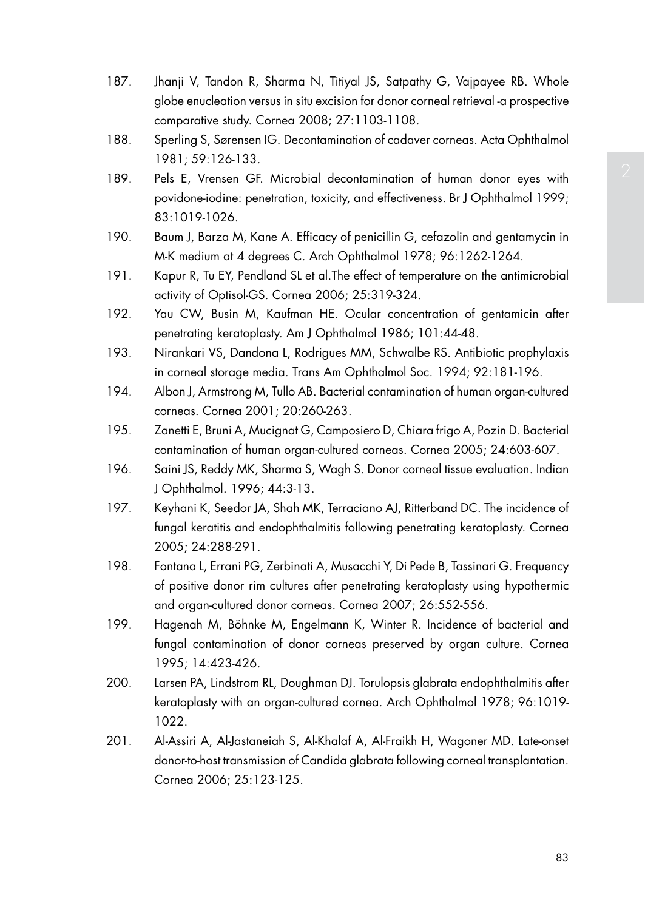187. Jhanji V, Tandon R, Sharma N, Titiyal JS, Satpathy G, Vajpayee RB. Whole globe enucleation versus in situ excision for donor corneal retrieval -a prospective comparative study. Cornea 2008; 27:1103-1108.

188. Sperling S, Sørensen IG. Decontamination of cadaver corneas. Acta Ophthalmol 1981; 59:126-133.

189. Pels E, Vrensen GF. Microbial decontamination of human donor eyes with povidone-iodine: penetration, toxicity, and effectiveness. Br J Ophthalmol 1999; 83:1019-1026.

190. Baum J, Barza M, Kane A. Efficacy of penicillin G, cefazolin and gentamycin in M-K medium at 4 degrees C. Arch Ophthalmol 1978; 96:1262-1264.

191. Kapur R, Tu EY, Pendland SL et al.The effect of temperature on the antimicrobial activity of Optisol-GS. Cornea 2006; 25:319-324.

192. Yau CW, Busin M, Kaufman HE. Ocular concentration of gentamicin after penetrating keratoplasty. Am J Ophthalmol 1986; 101:44-48.

193. Nirankari VS, Dandona L, Rodrigues MM, Schwalbe RS. Antibiotic prophylaxis in corneal storage media. Trans Am Ophthalmol Soc. 1994; 92:181-196.

194. Albon J, Armstrong M, Tullo AB. Bacterial contamination of human organ-cultured corneas. Cornea 2001; 20:260-263.

195. Zanetti E, Bruni A, Mucignat G, Camposiero D, Chiara frigo A, Pozin D. Bacterial contamination of human organ-cultured corneas. Cornea 2005; 24:603-607.

196. Saini JS, Reddy MK, Sharma S, Wagh S. Donor corneal tissue evaluation. Indian J Ophthalmol. 1996; 44:3-13.

197. Keyhani K, Seedor JA, Shah MK, Terraciano AJ, Ritterband DC. The incidence of fungal keratitis and endophthalmitis following penetrating keratoplasty. Cornea 2005; 24:288-291.

198. Fontana L, Errani PG, Zerbinati A, Musacchi Y, Di Pede B, Tassinari G. Frequency of positive donor rim cultures after penetrating keratoplasty using hypothermic and organ-cultured donor corneas. Cornea 2007; 26:552-556.

199. Hagenah M, Böhnke M, Engelmann K, Winter R. Incidence of bacterial and fungal contamination of donor corneas preserved by organ culture. Cornea 1995; 14:423-426.

200. Larsen PA, Lindstrom RL, Doughman DJ. Torulopsis glabrata endophthalmitis after keratoplasty with an organ-cultured cornea. Arch Ophthalmol 1978; 96:1019-1022.

201. Al-Assiri A, Al-Jastaneiah S, Al-Khalaf A, Al-Fraikh H, Wagoner MD. Late-onset donor-to-host transmission of Candida glabrata following corneal transplantation. Cornea 2006; 25:123-125.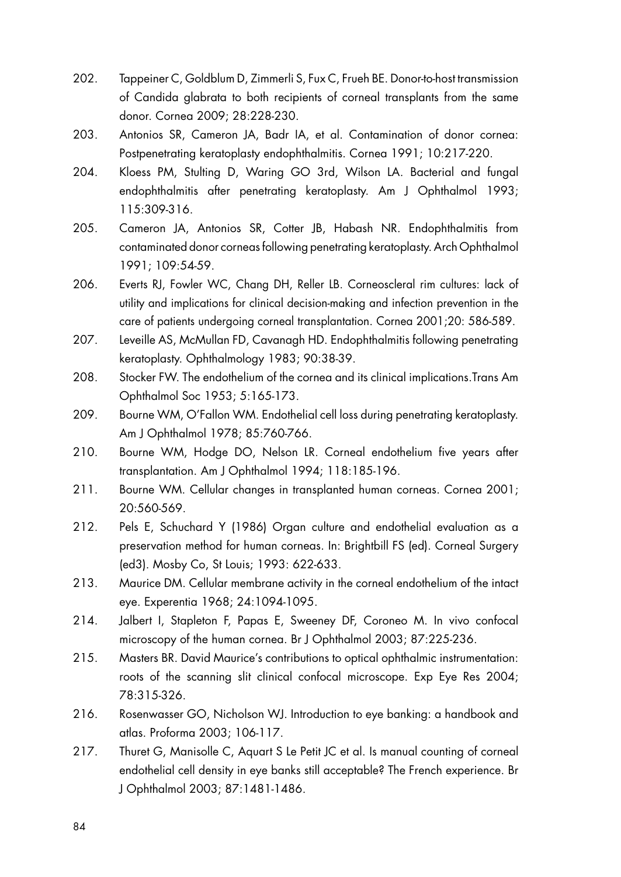202. Tappeiner C, Goldblum D, Zimmerli S, Fux C, Frueh BE. Donor-to-host transmission of Candida glabrata to both recipients of corneal transplants from the same donor. Cornea 2009; 28:228-230.
203. Antonios SR, Cameron JA, Badr IA, et al. Contamination of donor cornea: Postpenetrating keratoplasty endophthalmitis. Cornea 1991; 10:217-220.
204. Kloess PM, Stulting D, Waring GO 3rd, Wilson LA. Bacterial and fungal endophthalmitis after penetrating keratoplasty. Am J Ophthalmol 1993; 115:309-316.
205. Cameron JA, Antonios SR, Cotter JB, Habash NR. Endophthalmitis from contaminated donor corneas following penetrating keratoplasty. Arch Ophthalmol 1991; 109:54-59.
206. Everts RJ, Fowler WC, Chang DH, Reller LB. Corneoscleral rim cultures: lack of utility and implications for clinical decision-making and infection prevention in the care of patients undergoing corneal transplantation. Cornea 2001;20: 586-589.
207. Leveille AS, McMullan FD, Cavanagh HD. Endophthalmitis following penetrating keratoplasty. Ophthalmology 1983; 90:38-39.
208. Stocker FW. The endothelium of the cornea and its clinical implications.Trans Am Ophthalmol Soc 1953; 5:165-173.
209. Bourne WM, O'Fallon WM. Endothelial cell loss during penetrating keratoplasty. Am J Ophthalmol 1978; 85:760-766.
210. Bourne WM, Hodge DO, Nelson LR. Corneal endothelium five years after transplantation. Am J Ophthalmol 1994; 118:185-196.
211. Bourne WM. Cellular changes in transplanted human corneas. Cornea 2001; 20:560-569.
212. Pels E, Schuchard Y (1986) Organ culture and endothelial evaluation as a preservation method for human corneas. In: Brightbill FS (ed). Corneal Surgery (ed3). Mosby Co, St Louis; 1993: 622-633.
213. Maurice DM. Cellular membrane activity in the corneal endothelium of the intact eye. Experentia 1968; 24:1094-1095.
214. Jalbert I, Stapleton F, Papas E, Sweeney DF, Coroneo M. In vivo confocal microscopy of the human cornea. Br J Ophthalmol 2003; 87:225-236.
215. Masters BR. David Maurice's contributions to optical ophthalmic instrumentation: roots of the scanning slit clinical confocal microscope. Exp Eye Res 2004; 78:315-326.
216. Rosenwasser GO, Nicholson WJ. Introduction to eye banking: a handbook and atlas. Proforma 2003; 106-117.
217. Thuret G, Manisolle C, Aquart S Le Petit JC et al. Is manual counting of corneal endothelial cell density in eye banks still acceptable? The French experience. Br J Ophthalmol 2003; 87:1481-1486.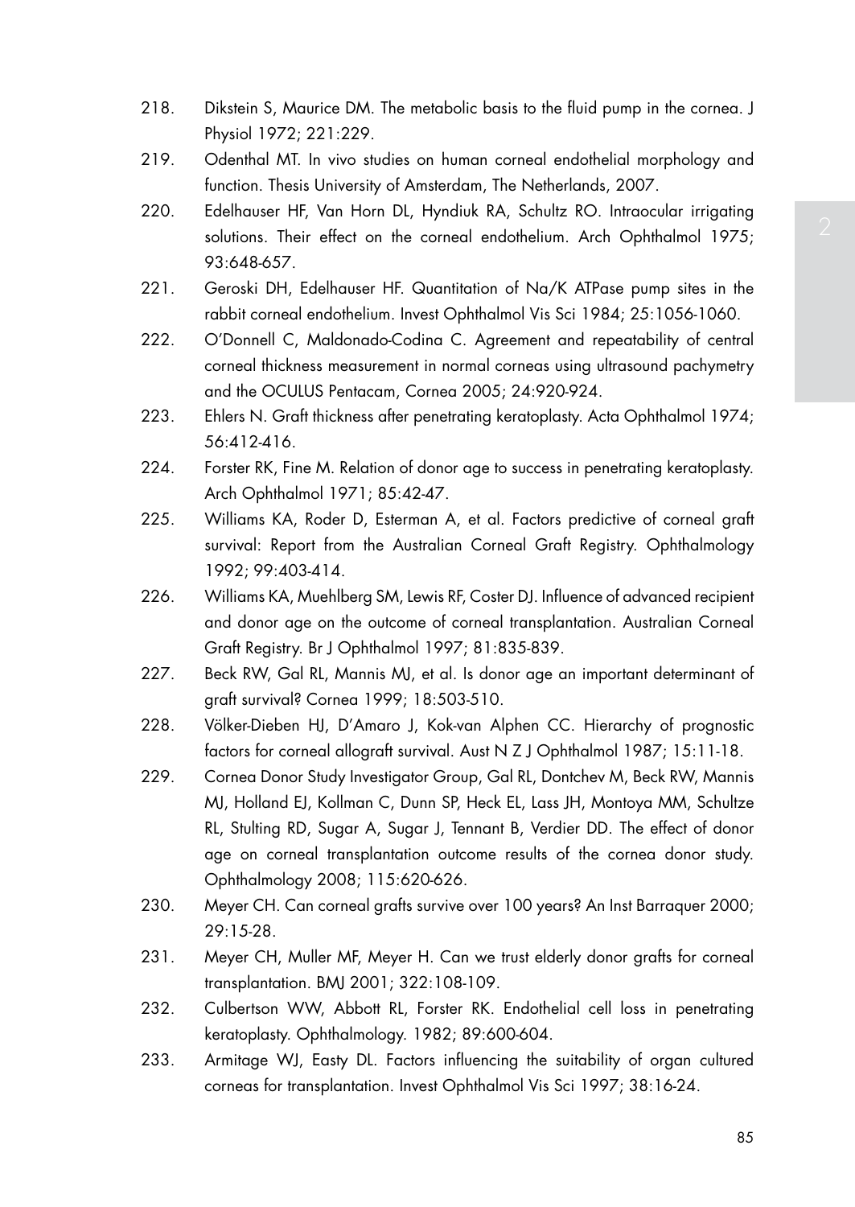218. Dikstein S, Maurice DM. The metabolic basis to the fluid pump in the cornea. J Physiol 1972; 221:229.
219. Odenthal MT. In vivo studies on human corneal endothelial morphology and function. Thesis University of Amsterdam, The Netherlands, 2007.
220. Edelhauser HF, Van Horn DL, Hyndiuk RA, Schultz RO. Intraocular irrigating solutions. Their effect on the corneal endothelium. Arch Ophthalmol 1975; 93:648-657.
221. Geroski DH, Edelhauser HF. Quantitation of Na/K ATPase pump sites in the rabbit corneal endothelium. Invest Ophthalmol Vis Sci 1984; 25:1056-1060.
222. O'Donnell C, Maldonado-Codina C. Agreement and repeatability of central corneal thickness measurement in normal corneas using ultrasound pachymetry and the OCULUS Pentacam, Cornea 2005; 24:920-924.
223. Ehlers N. Graft thickness after penetrating keratoplasty. Acta Ophthalmol 1974; 56:412-416.
224. Forster RK, Fine M. Relation of donor age to success in penetrating keratoplasty. Arch Ophthalmol 1971; 85:42-47.
225. Williams KA, Roder D, Esterman A, et al. Factors predictive of corneal graft survival: Report from the Australian Corneal Graft Registry. Ophthalmology 1992; 99:403-414.
226. Williams KA, Muehlberg SM, Lewis RF, Coster DJ. Influence of advanced recipient and donor age on the outcome of corneal transplantation. Australian Corneal Graft Registry. Br J Ophthalmol 1997; 81:835-839.
227. Beck RW, Gal RL, Mannis MJ, et al. Is donor age an important determinant of graft survival? Cornea 1999; 18:503-510.
228. Völker-Dieben HJ, D'Amaro J, Kok-van Alphen CC. Hierarchy of prognostic factors for corneal allograft survival. Aust N Z J Ophthalmol 1987; 15:11-18.
229. Cornea Donor Study Investigator Group, Gal RL, Dontchev M, Beck RW, Mannis MJ, Holland EJ, Kollman C, Dunn SP, Heck EL, Lass JH, Montoya MM, Schultze RL, Stulting RD, Sugar A, Sugar J, Tennant B, Verdier DD. The effect of donor age on corneal transplantation outcome results of the cornea donor study. Ophthalmology 2008; 115:620-626.
230. Meyer CH. Can corneal grafts survive over 100 years? An Inst Barraquer 2000; 29:15-28.
231. Meyer CH, Muller MF, Meyer H. Can we trust elderly donor grafts for corneal transplantation. BMJ 2001; 322:108-109.
232. Culbertson WW, Abbott RL, Forster RK. Endothelial cell loss in penetrating keratoplasty. Ophthalmology. 1982; 89:600-604.
233. Armitage WJ, Easty DL. Factors influencing the suitability of organ cultured corneas for transplantation. Invest Ophthalmol Vis Sci 1997; 38:16-24.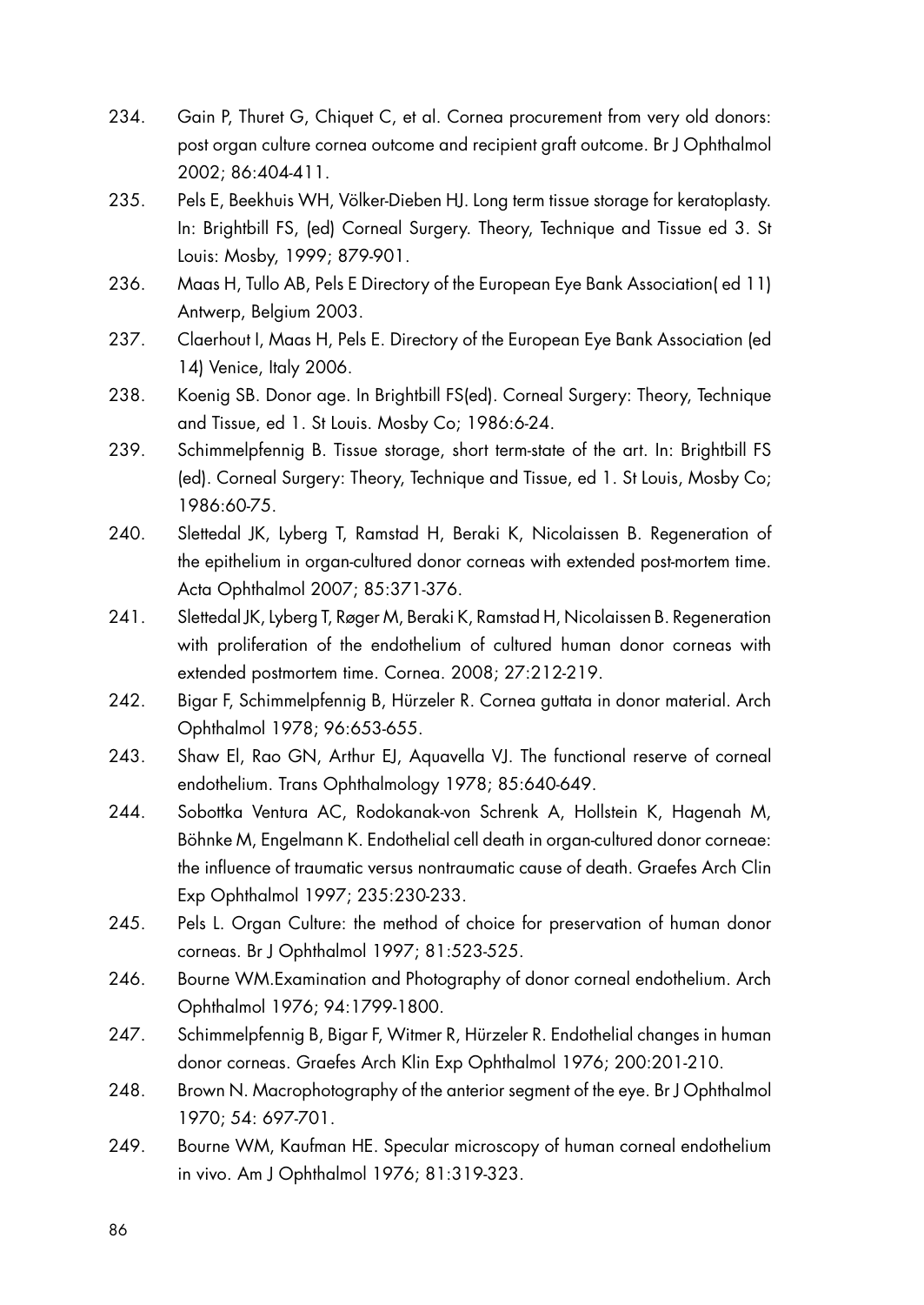234. Gain P, Thuret G, Chiquet C, et al. Cornea procurement from very old donors: post organ culture cornea outcome and recipient graft outcome. Br J Ophthalmol 2002; 86:404-411.

235. Pels E, Beekhuis WH, Völker-Dieben HJ. Long term tissue storage for keratoplasty. In: Brightbill FS, (ed) Corneal Surgery. Theory, Technique and Tissue ed 3. St Louis: Mosby, 1999; 879-901.

236. Maas H, Tullo AB, Pels E Directory of the European Eye Bank Association( ed 11) Antwerp, Belgium 2003.

237. Claerhout I, Maas H, Pels E. Directory of the European Eye Bank Association (ed 14) Venice, Italy 2006.

238. Koenig SB. Donor age. In Brightbill FS(ed). Corneal Surgery: Theory, Technique and Tissue, ed 1. St Louis. Mosby Co; 1986:6-24.

239. Schimmelpfennig B. Tissue storage, short term-state of the art. In: Brightbill FS (ed). Corneal Surgery: Theory, Technique and Tissue, ed 1. St Louis, Mosby Co; 1986:60-75.

240. Slettedal JK, Lyberg T, Ramstad H, Beraki K, Nicolaissen B. Regeneration of the epithelium in organ-cultured donor corneas with extended post-mortem time. Acta Ophthalmol 2007; 85:371-376.

241. Slettedal JK, Lyberg T, Røger M, Beraki K, Ramstad H, Nicolaissen B. Regeneration with proliferation of the endothelium of cultured human donor corneas with extended postmortem time. Cornea. 2008; 27:212-219.

242. Bigar F, Schimmelpfennig B, Hürzeler R. Cornea guttata in donor material. Arch Ophthalmol 1978; 96:653-655.

243. Shaw EI, Rao GN, Arthur EJ, Aquavella VJ. The functional reserve of corneal endothelium. Trans Ophthalmology 1978; 85:640-649.

244. Sobottka Ventura AC, Rodokanak-von Schrenk A, Hollstein K, Hagenah M, Böhnke M, Engelmann K. Endothelial cell death in organ-cultured donor corneae: the influence of traumatic versus nontraumatic cause of death. Graefes Arch Clin Exp Ophthalmol 1997; 235:230-233.

245. Pels L. Organ Culture: the method of choice for preservation of human donor corneas. Br J Ophthalmol 1997; 81:523-525.

246. Bourne WM.Examination and Photography of donor corneal endothelium. Arch Ophthalmol 1976; 94:1799-1800.

247. Schimmelpfennig B, Bigar F, Witmer R, Hürzeler R. Endothelial changes in human donor corneas. Graefes Arch Klin Exp Ophthalmol 1976; 200:201-210.

248. Brown N. Macrophotography of the anterior segment of the eye. Br J Ophthalmol 1970; 54: 697-701.

249. Bourne WM, Kaufman HE. Specular microscopy of human corneal endothelium in vivo. Am J Ophthalmol 1976; 81:319-323.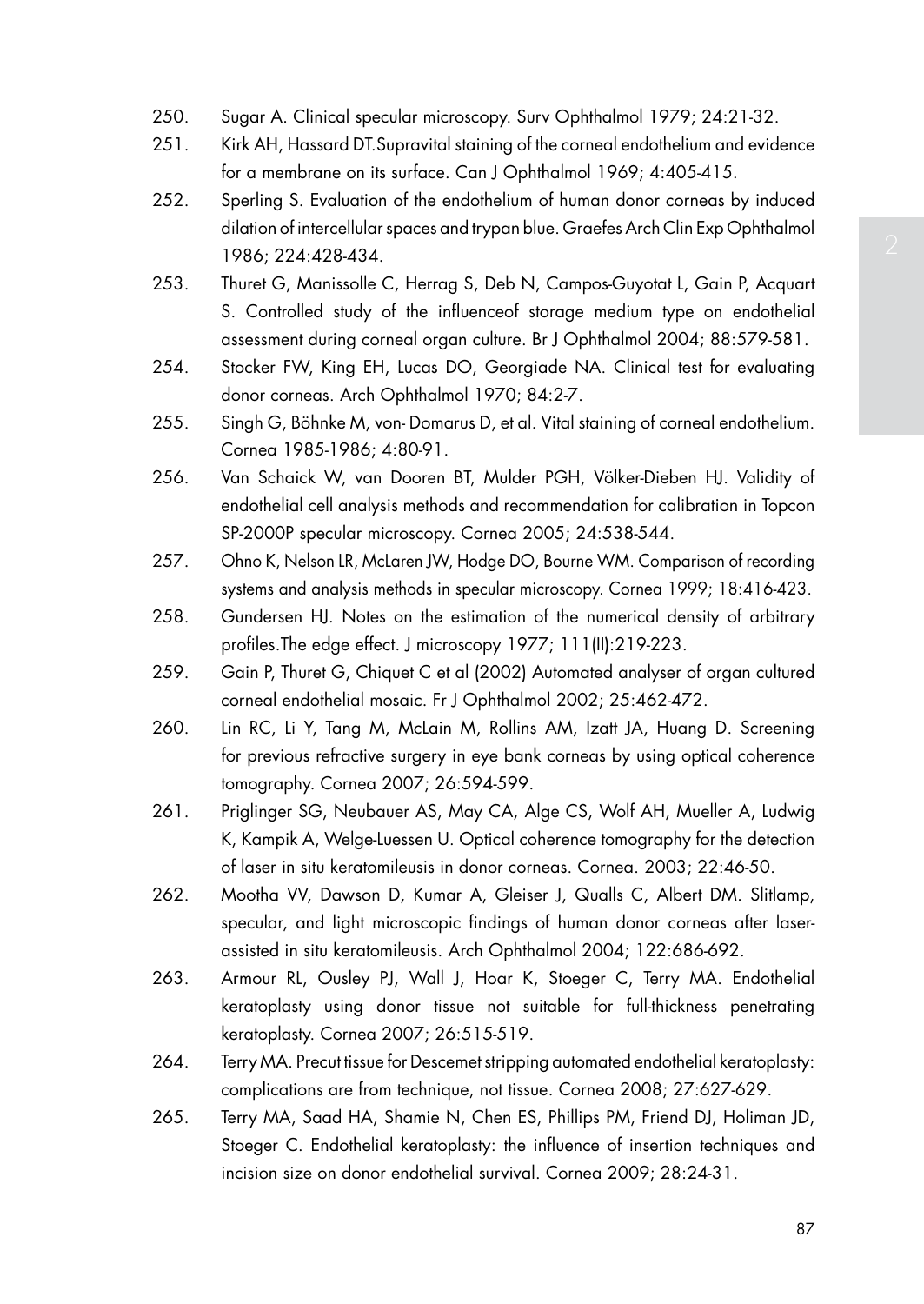250. Sugar A. Clinical specular microscopy. Surv Ophthalmol 1979; 24:21-32.
251. Kirk AH, Hassard DT.Supravital staining of the corneal endothelium and evidence for a membrane on its surface. Can J Ophthalmol 1969; 4:405-415.
252. Sperling S. Evaluation of the endothelium of human donor corneas by induced dilation of intercellular spaces and trypan blue. Graefes Arch Clin Exp Ophthalmol 1986; 224:428-434.
253. Thuret G, Manissolle C, Herrag S, Deb N, Campos-Guyotat L, Gain P, Acquart S. Controlled study of the influenceof storage medium type on endothelial assessment during corneal organ culture. Br J Ophthalmol 2004; 88:579-581.
254. Stocker FW, King EH, Lucas DO, Georgiade NA. Clinical test for evaluating donor corneas. Arch Ophthalmol 1970; 84:2-7.
255. Singh G, Böhnke M, von- Domarus D, et al. Vital staining of corneal endothelium. Cornea 1985-1986; 4:80-91.
256. Van Schaick W, van Dooren BT, Mulder PGH, Völker-Dieben HJ. Validity of endothelial cell analysis methods and recommendation for calibration in Topcon SP-2000P specular microscopy. Cornea 2005; 24:538-544.
257. Ohno K, Nelson LR, McLaren JW, Hodge DO, Bourne WM. Comparison of recording systems and analysis methods in specular microscopy. Cornea 1999; 18:416-423.
258. Gundersen HJ. Notes on the estimation of the numerical density of arbitrary profiles.The edge effect. J microscopy 1977; 111(II):219-223.
259. Gain P, Thuret G, Chiquet C et al (2002) Automated analyser of organ cultured corneal endothelial mosaic. Fr J Ophthalmol 2002; 25:462-472.
260. Lin RC, Li Y, Tang M, McLain M, Rollins AM, Izatt JA, Huang D. Screening for previous refractive surgery in eye bank corneas by using optical coherence tomography. Cornea 2007; 26:594-599.
261. Priglinger SG, Neubauer AS, May CA, Alge CS, Wolf AH, Mueller A, Ludwig K, Kampik A, Welge-Luessen U. Optical coherence tomography for the detection of laser in situ keratomileusis in donor corneas. Cornea. 2003; 22:46-50.
262. Mootha VV, Dawson D, Kumar A, Gleiser J, Qualls C, Albert DM. Slitlamp, specular, and light microscopic findings of human donor corneas after laser-assisted in situ keratomileusis. Arch Ophthalmol 2004; 122:686-692.
263. Armour RL, Ousley PJ, Wall J, Hoar K, Stoeger C, Terry MA. Endothelial keratoplasty using donor tissue not suitable for full-thickness penetrating keratoplasty. Cornea 2007; 26:515-519.
264. Terry MA. Precut tissue for Descemet stripping automated endothelial keratoplasty: complications are from technique, not tissue. Cornea 2008; 27:627-629.
265. Terry MA, Saad HA, Shamie N, Chen ES, Phillips PM, Friend DJ, Holiman JD, Stoeger C. Endothelial keratoplasty: the influence of insertion techniques and incision size on donor endothelial survival. Cornea 2009; 28:24-31.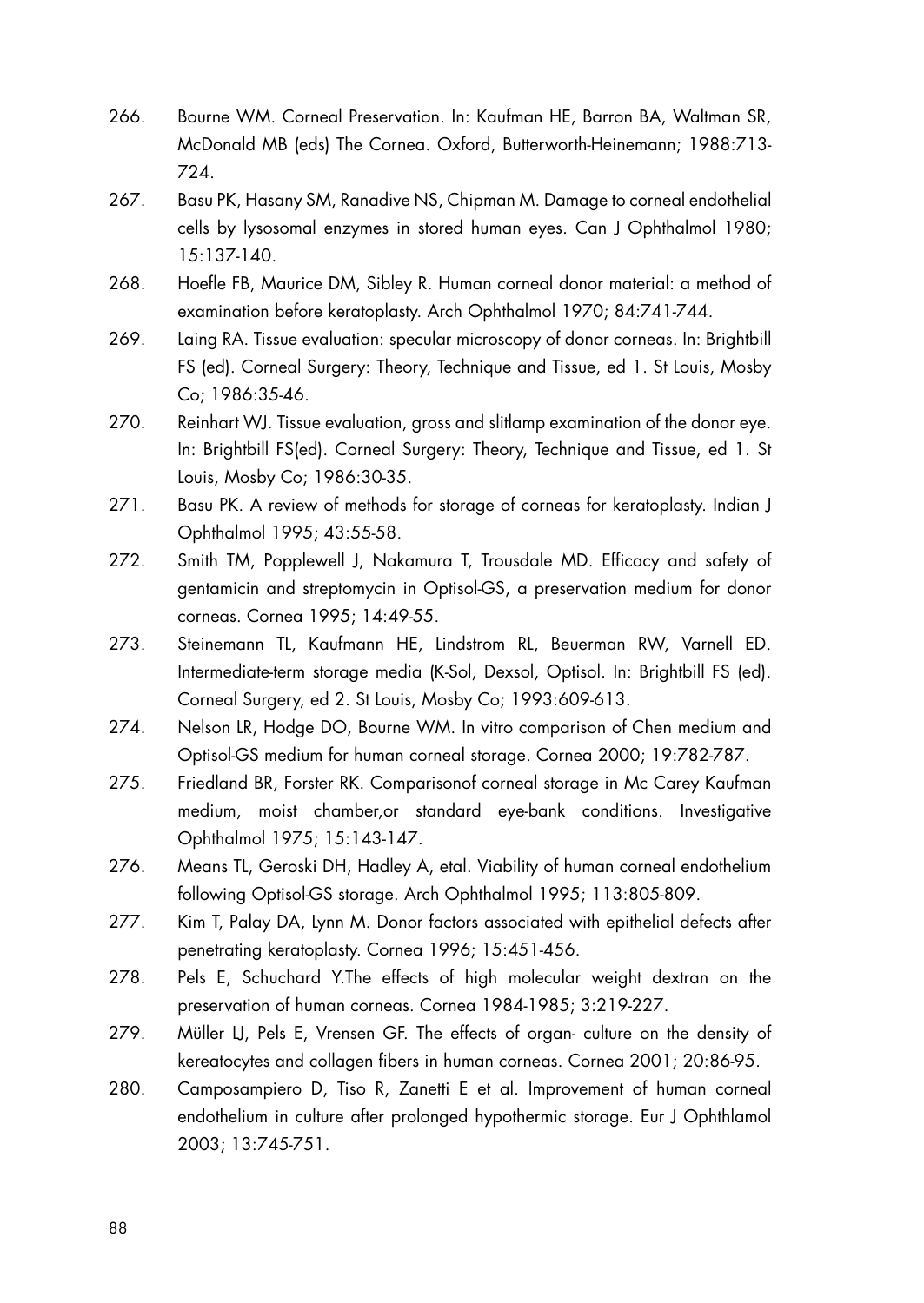266. Bourne WM. Corneal Preservation. In: Kaufman HE, Barron BA, Waltman SR, McDonald MB (eds) The Cornea. Oxford, Butterworth-Heinemann; 1988:713-724.
267. Basu PK, Hasany SM, Ranadive NS, Chipman M. Damage to corneal endothelial cells by lysosomal enzymes in stored human eyes. Can J Ophthalmol 1980; 15:137-140.
268. Hoefle FB, Maurice DM, Sibley R. Human corneal donor material: a method of examination before keratoplasty. Arch Ophthalmol 1970; 84:741-744.
269. Laing RA. Tissue evaluation: specular microscopy of donor corneas. In: Brightbill FS (ed). Corneal Surgery: Theory, Technique and Tissue, ed 1. St Louis, Mosby Co; 1986:35-46.
270. Reinhart WJ. Tissue evaluation, gross and slitlamp examination of the donor eye. In: Brightbill FS(ed). Corneal Surgery: Theory, Technique and Tissue, ed 1. St Louis, Mosby Co; 1986:30-35.
271. Basu PK. A review of methods for storage of corneas for keratoplasty. Indian J Ophthalmol 1995; 43:55-58.
272. Smith TM, Popplewell J, Nakamura T, Trousdale MD. Efficacy and safety of gentamicin and streptomycin in Optisol-GS, a preservation medium for donor corneas. Cornea 1995; 14:49-55.
273. Steinemann TL, Kaufmann HE, Lindstrom RL, Beuerman RW, Varnell ED. Intermediate-term storage media (K-Sol, Dexsol, Optisol. In: Brightbill FS (ed). Corneal Surgery, ed 2. St Louis, Mosby Co; 1993:609-613.
274. Nelson LR, Hodge DO, Bourne WM. In vitro comparison of Chen medium and Optisol-GS medium for human corneal storage. Cornea 2000; 19:782-787.
275. Friedland BR, Forster RK. Comparisonof corneal storage in Mc Carey Kaufman medium, moist chamber,or standard eye-bank conditions. Investigative Ophthalmol 1975; 15:143-147.
276. Means TL, Geroski DH, Hadley A, etal. Viability of human corneal endothelium following Optisol-GS storage. Arch Ophthalmol 1995; 113:805-809.
277. Kim T, Palay DA, Lynn M. Donor factors associated with epithelial defects after penetrating keratoplasty. Cornea 1996; 15:451-456.
278. Pels E, Schuchard Y.The effects of high molecular weight dextran on the preservation of human corneas. Cornea 1984-1985; 3:219-227.
279. Müller LJ, Pels E, Vrensen GF. The effects of organ- culture on the density of kereatocytes and collagen fibers in human corneas. Cornea 2001; 20:86-95.
280. Camposampiero D, Tiso R, Zanetti E et al. Improvement of human corneal endothelium in culture after prolonged hypothermic storage. Eur J Ophthlamol 2003; 13:745-751.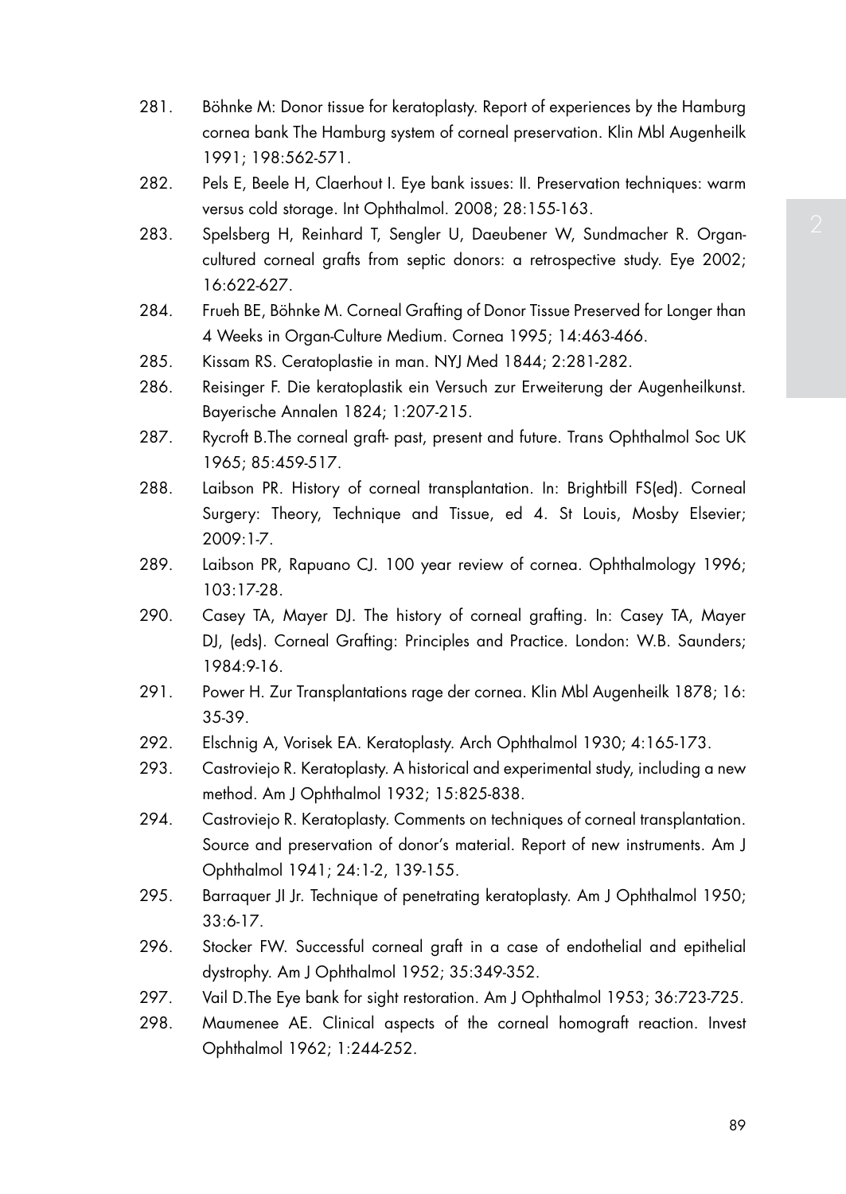281. Böhnke M: Donor tissue for keratoplasty. Report of experiences by the Hamburg cornea bank The Hamburg system of corneal preservation. Klin Mbl Augenheilk 1991; 198:562-571.
282. Pels E, Beele H, Claerhout I. Eye bank issues: II. Preservation techniques: warm versus cold storage. Int Ophthalmol. 2008; 28:155-163.
283. Spelsberg H, Reinhard T, Sengler U, Daeubener W, Sundmacher R. Organ-cultured corneal grafts from septic donors: a retrospective study. Eye 2002; 16:622-627.
284. Frueh BE, Böhnke M. Corneal Grafting of Donor Tissue Preserved for Longer than 4 Weeks in Organ-Culture Medium. Cornea 1995; 14:463-466.
285. Kissam RS. Ceratoplastie in man. NYJ Med 1844; 2:281-282.
286. Reisinger F. Die keratoplastik ein Versuch zur Erweiterung der Augenheilkunst. Bayerische Annalen 1824; 1:207-215.
287. Rycroft B.The corneal graft- past, present and future. Trans Ophthalmol Soc UK 1965; 85:459-517.
288. Laibson PR. History of corneal transplantation. In: Brightbill FS(ed). Corneal Surgery: Theory, Technique and Tissue, ed 4. St Louis, Mosby Elsevier; 2009:1-7.
289. Laibson PR, Rapuano CJ. 100 year review of cornea. Ophthalmology 1996; 103:17-28.
290. Casey TA, Mayer DJ. The history of corneal grafting. In: Casey TA, Mayer DJ, (eds). Corneal Grafting: Principles and Practice. London: W.B. Saunders; 1984:9-16.
291. Power H. Zur Transplantations rage der cornea. Klin Mbl Augenheilk 1878; 16: 35-39.
292. Elschnig A, Vorisek EA. Keratoplasty. Arch Ophthalmol 1930; 4:165-173.
293. Castroviejo R. Keratoplasty. A historical and experimental study, including a new method. Am J Ophthalmol 1932; 15:825-838.
294. Castroviejo R. Keratoplasty. Comments on techniques of corneal transplantation. Source and preservation of donor's material. Report of new instruments. Am J Ophthalmol 1941; 24:1-2, 139-155.
295. Barraquer JI Jr. Technique of penetrating keratoplasty. Am J Ophthalmol 1950; 33:6-17.
296. Stocker FW. Successful corneal graft in a case of endothelial and epithelial dystrophy. Am J Ophthalmol 1952; 35:349-352.
297. Vail D.The Eye bank for sight restoration. Am J Ophthalmol 1953; 36:723-725.
298. Maumenee AE. Clinical aspects of the corneal homograft reaction. Invest Ophthalmol 1962; 1:244-252.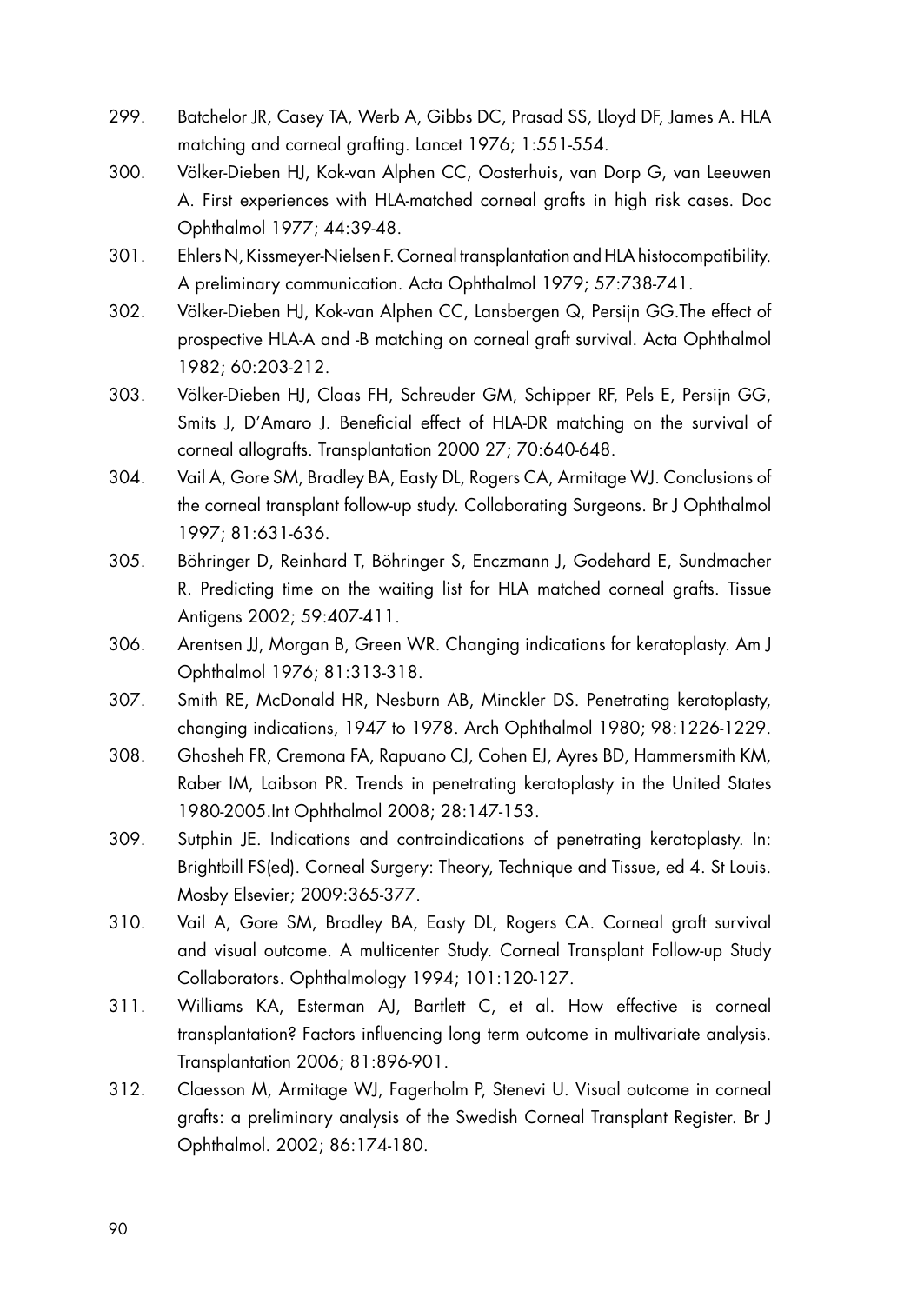299. Batchelor JR, Casey TA, Werb A, Gibbs DC, Prasad SS, Lloyd DF, James A. HLA matching and corneal grafting. Lancet 1976; 1:551-554.

300. Völker-Dieben HJ, Kok-van Alphen CC, Oosterhuis, van Dorp G, van Leeuwen A. First experiences with HLA-matched corneal grafts in high risk cases. Doc Ophthalmol 1977; 44:39-48.

301. Ehlers N, Kissmeyer-Nielsen F. Corneal transplantation and HLA histocompatibility. A preliminary communication. Acta Ophthalmol 1979; 57:738-741.

302. Völker-Dieben HJ, Kok-van Alphen CC, Lansbergen Q, Persijn GG.The effect of prospective HLA-A and -B matching on corneal graft survival. Acta Ophthalmol 1982; 60:203-212.

303. Völker-Dieben HJ, Claas FH, Schreuder GM, Schipper RF, Pels E, Persijn GG, Smits J, D'Amaro J. Beneficial effect of HLA-DR matching on the survival of corneal allografts. Transplantation 2000 27; 70:640-648.

304. Vail A, Gore SM, Bradley BA, Easty DL, Rogers CA, Armitage WJ. Conclusions of the corneal transplant follow-up study. Collaborating Surgeons. Br J Ophthalmol 1997; 81:631-636.

305. Böhringer D, Reinhard T, Böhringer S, Enczmann J, Godehard E, Sundmacher R. Predicting time on the waiting list for HLA matched corneal grafts. Tissue Antigens 2002; 59:407-411.

306. Arentsen JJ, Morgan B, Green WR. Changing indications for keratoplasty. Am J Ophthalmol 1976; 81:313-318.

307. Smith RE, McDonald HR, Nesburn AB, Minckler DS. Penetrating keratoplasty, changing indications, 1947 to 1978. Arch Ophthalmol 1980; 98:1226-1229.

308. Ghosheh FR, Cremona FA, Rapuano CJ, Cohen EJ, Ayres BD, Hammersmith KM, Raber IM, Laibson PR. Trends in penetrating keratoplasty in the United States 1980-2005.Int Ophthalmol 2008; 28:147-153.

309. Sutphin JE. Indications and contraindications of penetrating keratoplasty. In: Brightbill FS(ed). Corneal Surgery: Theory, Technique and Tissue, ed 4. St Louis. Mosby Elsevier; 2009:365-377.

310. Vail A, Gore SM, Bradley BA, Easty DL, Rogers CA. Corneal graft survival and visual outcome. A multicenter Study. Corneal Transplant Follow-up Study Collaborators. Ophthalmology 1994; 101:120-127.

311. Williams KA, Esterman AJ, Bartlett C, et al. How effective is corneal transplantation? Factors influencing long term outcome in multivariate analysis. Transplantation 2006; 81:896-901.

312. Claesson M, Armitage WJ, Fagerholm P, Stenevi U. Visual outcome in corneal grafts: a preliminary analysis of the Swedish Corneal Transplant Register. Br J Ophthalmol. 2002; 86:174-180.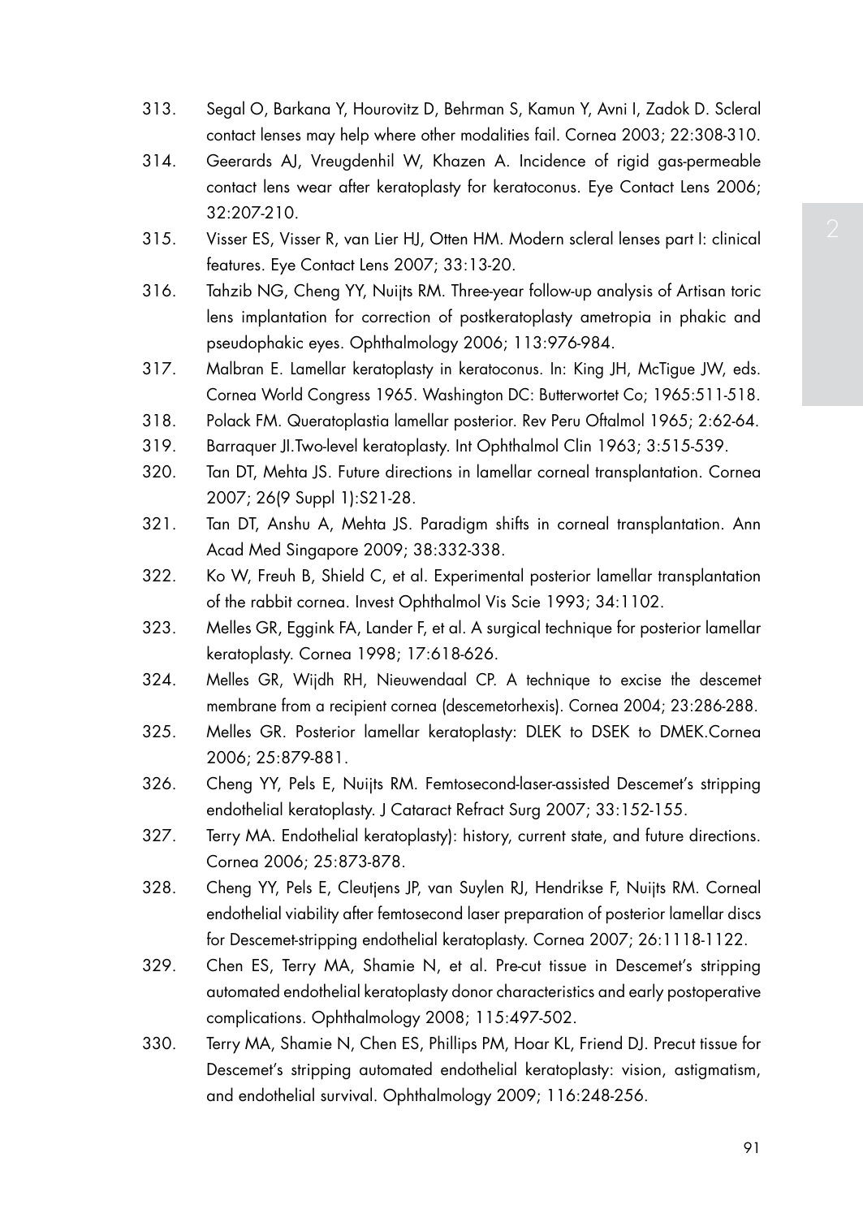313. Segal O, Barkana Y, Hourovitz D, Behrman S, Kamun Y, Avni I, Zadok D. Scleral contact lenses may help where other modalities fail. Cornea 2003; 22:308-310.
314. Geerards AJ, Vreugdenhil W, Khazen A. Incidence of rigid gas-permeable contact lens wear after keratoplasty for keratoconus. Eye Contact Lens 2006; 32:207-210.
315. Visser ES, Visser R, van Lier HJ, Otten HM. Modern scleral lenses part I: clinical features. Eye Contact Lens 2007; 33:13-20.
316. Tahzib NG, Cheng YY, Nuijts RM. Three-year follow-up analysis of Artisan toric lens implantation for correction of postkeratoplasty ametropia in phakic and pseudophakic eyes. Ophthalmology 2006; 113:976-984.
317. Malbran E. Lamellar keratoplasty in keratoconus. In: King JH, McTigue JW, eds. Cornea World Congress 1965. Washington DC: Butterwortet Co; 1965:511-518.
318. Polack FM. Queratoplastia lamellar posterior. Rev Peru Oftalmol 1965; 2:62-64.
319. Barraquer JI.Two-level keratoplasty. Int Ophthalmol Clin 1963; 3:515-539.
320. Tan DT, Mehta JS. Future directions in lamellar corneal transplantation. Cornea 2007; 26(9 Suppl 1):S21-28.
321. Tan DT, Anshu A, Mehta JS. Paradigm shifts in corneal transplantation. Ann Acad Med Singapore 2009; 38:332-338.
322. Ko W, Freuh B, Shield C, et al. Experimental posterior lamellar transplantation of the rabbit cornea. Invest Ophthalmol Vis Scie 1993; 34:1102.
323. Melles GR, Eggink FA, Lander F, et al. A surgical technique for posterior lamellar keratoplasty. Cornea 1998; 17:618-626.
324. Melles GR, Wijdh RH, Nieuwendaal CP. A technique to excise the descemet membrane from a recipient cornea (descemetorhexis). Cornea 2004; 23:286-288.
325. Melles GR. Posterior lamellar keratoplasty: DLEK to DSEK to DMEK.Cornea 2006; 25:879-881.
326. Cheng YY, Pels E, Nuijts RM. Femtosecond-laser-assisted Descemet's stripping endothelial keratoplasty. J Cataract Refract Surg 2007; 33:152-155.
327. Terry MA. Endothelial keratoplasty): history, current state, and future directions. Cornea 2006; 25:873-878.
328. Cheng YY, Pels E, Cleutjens JP, van Suylen RJ, Hendrikse F, Nuijts RM. Corneal endothelial viability after femtosecond laser preparation of posterior lamellar discs for Descemet-stripping endothelial keratoplasty. Cornea 2007; 26:1118-1122.
329. Chen ES, Terry MA, Shamie N, et al. Pre-cut tissue in Descemet's stripping automated endothelial keratoplasty donor characteristics and early postoperative complications. Ophthalmology 2008; 115:497-502.
330. Terry MA, Shamie N, Chen ES, Phillips PM, Hoar KL, Friend DJ. Precut tissue for Descemet's stripping automated endothelial keratoplasty: vision, astigmatism, and endothelial survival. Ophthalmology 2009; 116:248-256.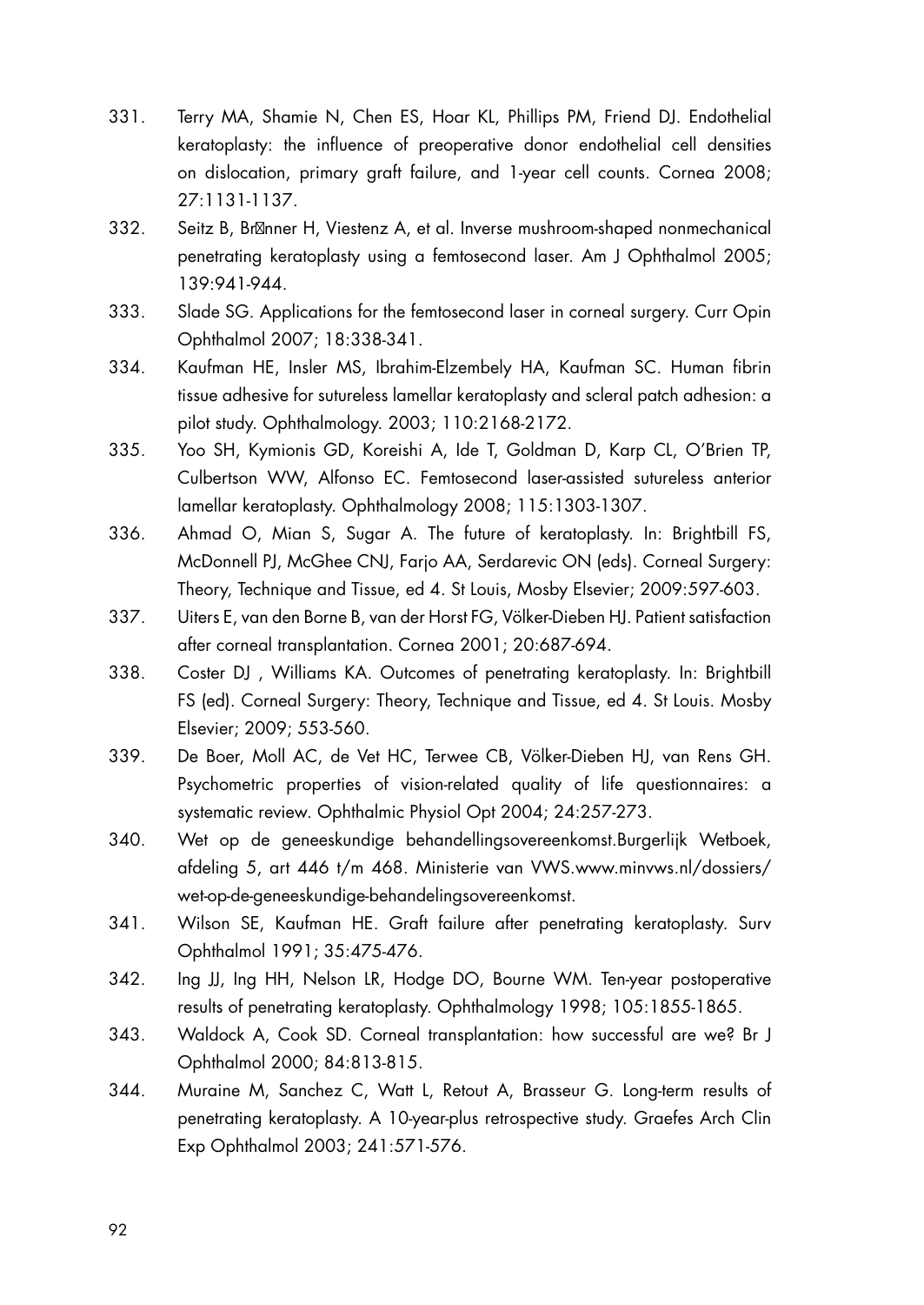331. Terry MA, Shamie N, Chen ES, Hoar KL, Phillips PM, Friend DJ. Endothelial keratoplasty: the influence of preoperative donor endothelial cell densities on dislocation, primary graft failure, and 1-year cell counts. Cornea 2008; 27:1131-1137.

332. Seitz B, Br�nner H, Viestenz A, et al. Inverse mushroom-shaped nonmechanical penetrating keratoplasty using a femtosecond laser. Am J Ophthalmol 2005; 139:941-944.

333. Slade SG. Applications for the femtosecond laser in corneal surgery. Curr Opin Ophthalmol 2007; 18:338-341.

334. Kaufman HE, Insler MS, Ibrahim-Elzembely HA, Kaufman SC. Human fibrin tissue adhesive for sutureless lamellar keratoplasty and scleral patch adhesion: a pilot study. Ophthalmology. 2003; 110:2168-2172.

335. Yoo SH, Kymionis GD, Koreishi A, Ide T, Goldman D, Karp CL, O'Brien TP, Culbertson WW, Alfonso EC. Femtosecond laser-assisted sutureless anterior lamellar keratoplasty. Ophthalmology 2008; 115:1303-1307.

336. Ahmad O, Mian S, Sugar A. The future of keratoplasty. In: Brightbill FS, McDonnell PJ, McGhee CNJ, Farjo AA, Serdarevic ON (eds). Corneal Surgery: Theory, Technique and Tissue, ed 4. St Louis, Mosby Elsevier; 2009:597-603.

337. Uiters E, van den Borne B, van der Horst FG, Völker-Dieben HJ. Patient satisfaction after corneal transplantation. Cornea 2001; 20:687-694.

338. Coster DJ , Williams KA. Outcomes of penetrating keratoplasty. In: Brightbill FS (ed). Corneal Surgery: Theory, Technique and Tissue, ed 4. St Louis. Mosby Elsevier; 2009; 553-560.

339. De Boer, Moll AC, de Vet HC, Terwee CB, Völker-Dieben HJ, van Rens GH. Psychometric properties of vision-related quality of life questionnaires: a systematic review. Ophthalmic Physiol Opt 2004; 24:257-273.

340. Wet op de geneeskundige behandellingsovereenkomst.Burgerlijk Wetboek, afdeling 5, art 446 t/m 468. Ministerie van VWS.www.minvws.nl/dossiers/wet-op-de-geneeskundige-behandelingsovereenkomst.

341. Wilson SE, Kaufman HE. Graft failure after penetrating keratoplasty. Surv Ophthalmol 1991; 35:475-476.

342. Ing JJ, Ing HH, Nelson LR, Hodge DO, Bourne WM. Ten-year postoperative results of penetrating keratoplasty. Ophthalmology 1998; 105:1855-1865.

343. Waldock A, Cook SD. Corneal transplantation: how successful are we? Br J Ophthalmol 2000; 84:813-815.

344. Muraine M, Sanchez C, Watt L, Retout A, Brasseur G. Long-term results of penetrating keratoplasty. A 10-year-plus retrospective study. Graefes Arch Clin Exp Ophthalmol 2003; 241:571-576.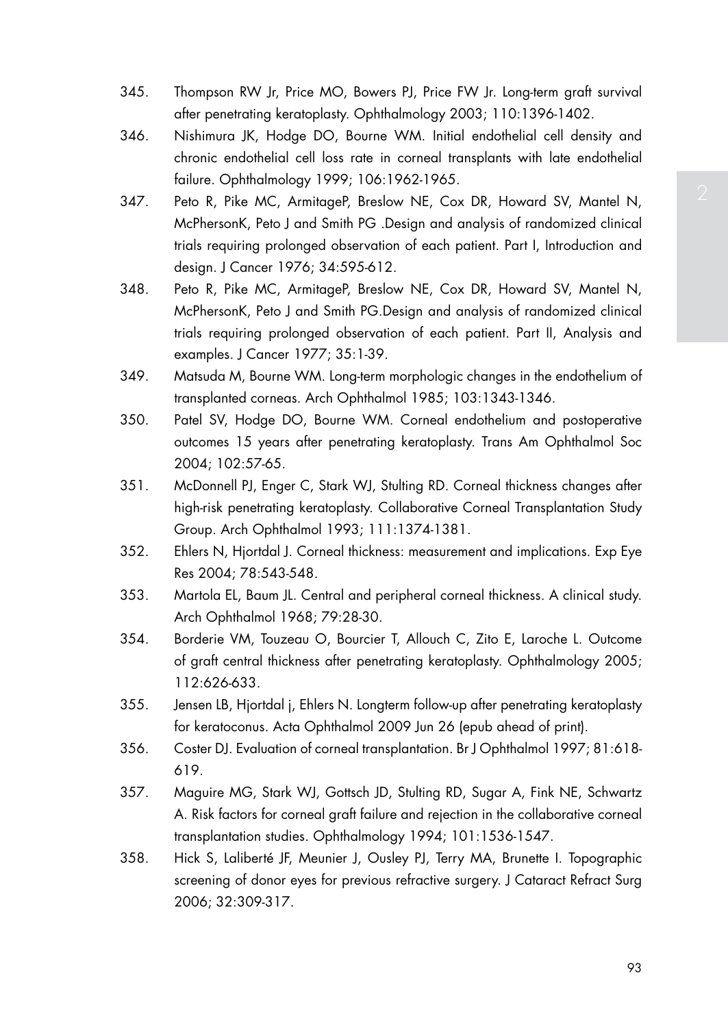345. Thompson RW Jr, Price MO, Bowers PJ, Price FW Jr. Long-term graft survival after penetrating keratoplasty. Ophthalmology 2003; 110:1396-1402.

346. Nishimura JK, Hodge DO, Bourne WM. Initial endothelial cell density and chronic endothelial cell loss rate in corneal transplants with late endothelial failure. Ophthalmology 1999; 106:1962-1965.

347. Peto R, Pike MC, ArmitageP, Breslow NE, Cox DR, Howard SV, Mantel N, McPhersonK, Peto J and Smith PG .Design and analysis of randomized clinical trials requiring prolonged observation of each patient. Part I, Introduction and design. J Cancer 1976; 34:595-612.

348. Peto R, Pike MC, ArmitageP, Breslow NE, Cox DR, Howard SV, Mantel N, McPhersonK, Peto J and Smith PG.Design and analysis of randomized clinical trials requiring prolonged observation of each patient. Part II, Analysis and examples. J Cancer 1977; 35:1-39.

349. Matsuda M, Bourne WM. Long-term morphologic changes in the endothelium of transplanted corneas. Arch Ophthalmol 1985; 103:1343-1346.

350. Patel SV, Hodge DO, Bourne WM. Corneal endothelium and postoperative outcomes 15 years after penetrating keratoplasty. Trans Am Ophthalmol Soc 2004; 102:57-65.

351. McDonnell PJ, Enger C, Stark WJ, Stulting RD. Corneal thickness changes after high-risk penetrating keratoplasty. Collaborative Corneal Transplantation Study Group. Arch Ophthalmol 1993; 111:1374-1381.

352. Ehlers N, Hjortdal J. Corneal thickness: measurement and implications. Exp Eye Res 2004; 78:543-548.

353. Martola EL, Baum JL. Central and peripheral corneal thickness. A clinical study. Arch Ophthalmol 1968; 79:28-30.

354. Borderie VM, Touzeau O, Bourcier T, Allouch C, Zito E, Laroche L. Outcome of graft central thickness after penetrating keratoplasty. Ophthalmology 2005; 112:626-633.

355. Jensen LB, Hjortdal j, Ehlers N. Longterm follow-up after penetrating keratoplasty for keratoconus. Acta Ophthalmol 2009 Jun 26 (epub ahead of print).

356. Coster DJ. Evaluation of corneal transplantation. Br J Ophthalmol 1997; 81:618-619.

357. Maguire MG, Stark WJ, Gottsch JD, Stulting RD, Sugar A, Fink NE, Schwartz A. Risk factors for corneal graft failure and rejection in the collaborative corneal transplantation studies. Ophthalmology 1994; 101:1536-1547.

358. Hick S, Laliberté JF, Meunier J, Ousley PJ, Terry MA, Brunette I. Topographic screening of donor eyes for previous refractive surgery. J Cataract Refract Surg 2006; 32:309-317.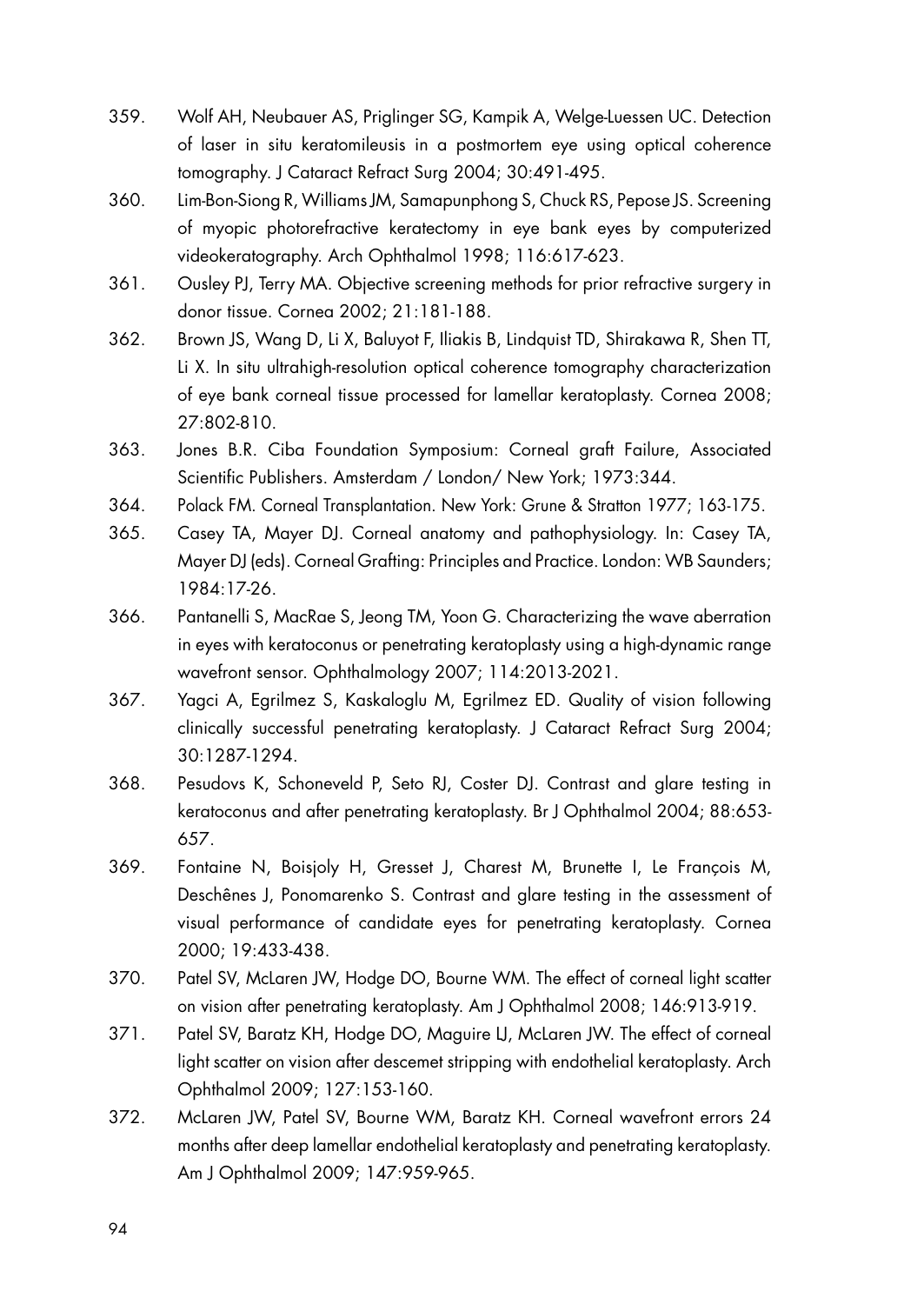359. Wolf AH, Neubauer AS, Priglinger SG, Kampik A, Welge-Luessen UC. Detection of laser in situ keratomileusis in a postmortem eye using optical coherence tomography. J Cataract Refract Surg 2004; 30:491-495.

360. Lim-Bon-Siong R, Williams JM, Samapunphong S, Chuck RS, Pepose JS. Screening of myopic photorefractive keratectomy in eye bank eyes by computerized videokeratography. Arch Ophthalmol 1998; 116:617-623.

361. Ousley PJ, Terry MA. Objective screening methods for prior refractive surgery in donor tissue. Cornea 2002; 21:181-188.

362. Brown JS, Wang D, Li X, Baluyot F, Iliakis B, Lindquist TD, Shirakawa R, Shen TT, Li X. In situ ultrahigh-resolution optical coherence tomography characterization of eye bank corneal tissue processed for lamellar keratoplasty. Cornea 2008; 27:802-810.

363. Jones B.R. Ciba Foundation Symposium: Corneal graft Failure, Associated Scientific Publishers. Amsterdam / London/ New York; 1973:344.

364. Polack FM. Corneal Transplantation. New York: Grune & Stratton 1977; 163-175.

365. Casey TA, Mayer DJ. Corneal anatomy and pathophysiology. In: Casey TA, Mayer DJ (eds). Corneal Grafting: Principles and Practice. London: WB Saunders; 1984:17-26.

366. Pantanelli S, MacRae S, Jeong TM, Yoon G. Characterizing the wave aberration in eyes with keratoconus or penetrating keratoplasty using a high-dynamic range wavefront sensor. Ophthalmology 2007; 114:2013-2021.

367. Yagci A, Egrilmez S, Kaskaloglu M, Egrilmez ED. Quality of vision following clinically successful penetrating keratoplasty. J Cataract Refract Surg 2004; 30:1287-1294.

368. Pesudovs K, Schoneveld P, Seto RJ, Coster DJ. Contrast and glare testing in keratoconus and after penetrating keratoplasty. Br J Ophthalmol 2004; 88:653-657.

369. Fontaine N, Boisjoly H, Gresset J, Charest M, Brunette I, Le François M, Deschênes J, Ponomarenko S. Contrast and glare testing in the assessment of visual performance of candidate eyes for penetrating keratoplasty. Cornea 2000; 19:433-438.

370. Patel SV, McLaren JW, Hodge DO, Bourne WM. The effect of corneal light scatter on vision after penetrating keratoplasty. Am J Ophthalmol 2008; 146:913-919.

371. Patel SV, Baratz KH, Hodge DO, Maguire LJ, McLaren JW. The effect of corneal light scatter on vision after descemet stripping with endothelial keratoplasty. Arch Ophthalmol 2009; 127:153-160.

372. McLaren JW, Patel SV, Bourne WM, Baratz KH. Corneal wavefront errors 24 months after deep lamellar endothelial keratoplasty and penetrating keratoplasty. Am J Ophthalmol 2009; 147:959-965.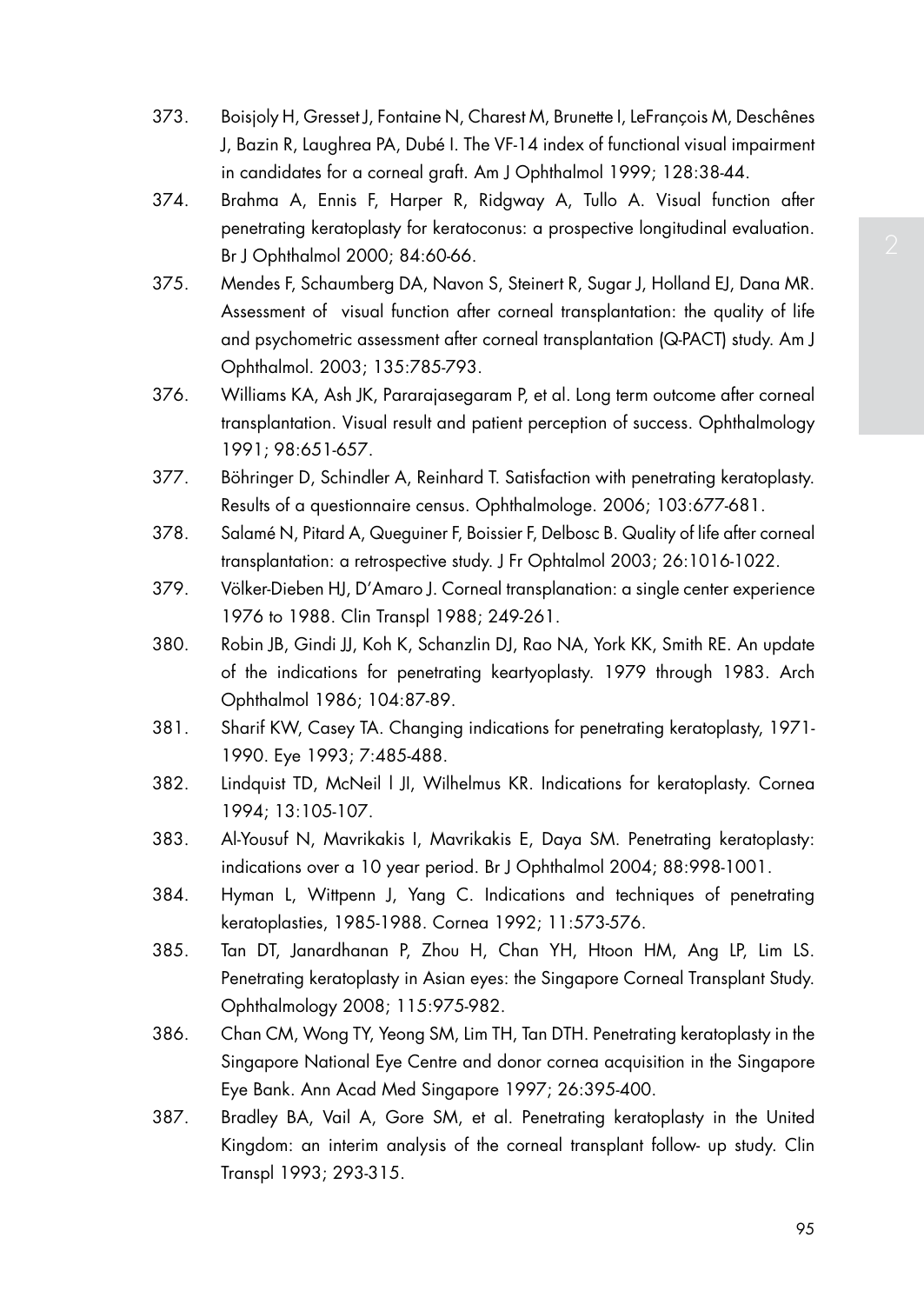373. Boisjoly H, Gresset J, Fontaine N, Charest M, Brunette I, LeFrançois M, Deschênes J, Bazin R, Laughrea PA, Dubé I. The VF-14 index of functional visual impairment in candidates for a corneal graft. Am J Ophthalmol 1999; 128:38-44.

374. Brahma A, Ennis F, Harper R, Ridgway A, Tullo A. Visual function after penetrating keratoplasty for keratoconus: a prospective longitudinal evaluation. Br J Ophthalmol 2000; 84:60-66.

375. Mendes F, Schaumberg DA, Navon S, Steinert R, Sugar J, Holland EJ, Dana MR. Assessment of visual function after corneal transplantation: the quality of life and psychometric assessment after corneal transplantation (Q-PACT) study. Am J Ophthalmol. 2003; 135:785-793.

376. Williams KA, Ash JK, Pararajasegaram P, et al. Long term outcome after corneal transplantation. Visual result and patient perception of success. Ophthalmology 1991; 98:651-657.

377. Böhringer D, Schindler A, Reinhard T. Satisfaction with penetrating keratoplasty. Results of a questionnaire census. Ophthalmologe. 2006; 103:677-681.

378. Salamé N, Pitard A, Queguiner F, Boissier F, Delbosc B. Quality of life after corneal transplantation: a retrospective study. J Fr Ophtalmol 2003; 26:1016-1022.

379. Völker-Dieben HJ, D'Amaro J. Corneal transplanation: a single center experience 1976 to 1988. Clin Transpl 1988; 249-261.

380. Robin JB, Gindi JJ, Koh K, Schanzlin DJ, Rao NA, York KK, Smith RE. An update of the indications for penetrating keartyoplasty. 1979 through 1983. Arch Ophthalmol 1986; 104:87-89.

381. Sharif KW, Casey TA. Changing indications for penetrating keratoplasty, 1971-1990. Eye 1993; 7:485-488.

382. Lindquist TD, McNeil l JI, Wilhelmus KR. Indications for keratoplasty. Cornea 1994; 13:105-107.

383. Al-Yousuf N, Mavrikakis I, Mavrikakis E, Daya SM. Penetrating keratoplasty: indications over a 10 year period. Br J Ophthalmol 2004; 88:998-1001.

384. Hyman L, Wittpenn J, Yang C. Indications and techniques of penetrating keratoplasties, 1985-1988. Cornea 1992; 11:573-576.

385. Tan DT, Janardhanan P, Zhou H, Chan YH, Htoon HM, Ang LP, Lim LS. Penetrating keratoplasty in Asian eyes: the Singapore Corneal Transplant Study. Ophthalmology 2008; 115:975-982.

386. Chan CM, Wong TY, Yeong SM, Lim TH, Tan DTH. Penetrating keratoplasty in the Singapore National Eye Centre and donor cornea acquisition in the Singapore Eye Bank. Ann Acad Med Singapore 1997; 26:395-400.

387. Bradley BA, Vail A, Gore SM, et al. Penetrating keratoplasty in the United Kingdom: an interim analysis of the corneal transplant follow- up study. Clin Transpl 1993; 293-315.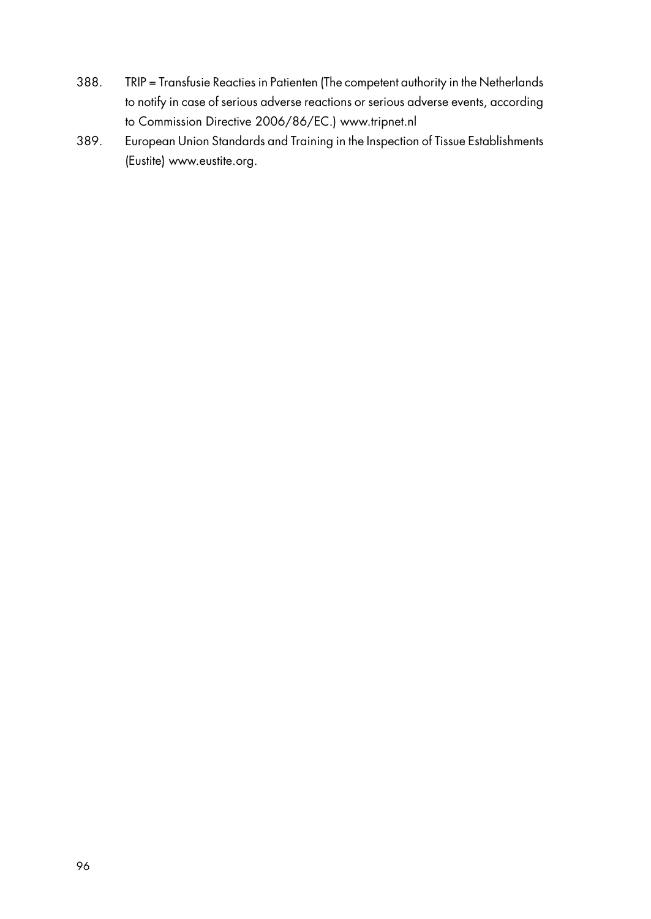388. TRIP = Transfusie Reacties in Patienten (The competent authority in the Netherlands to notify in case of serious adverse reactions or serious adverse events, according to Commission Directive 2006/86/EC.) www.tripnet.nl
389. European Union Standards and Training in the Inspection of Tissue Establishments (Eustite) www.eustite.org.